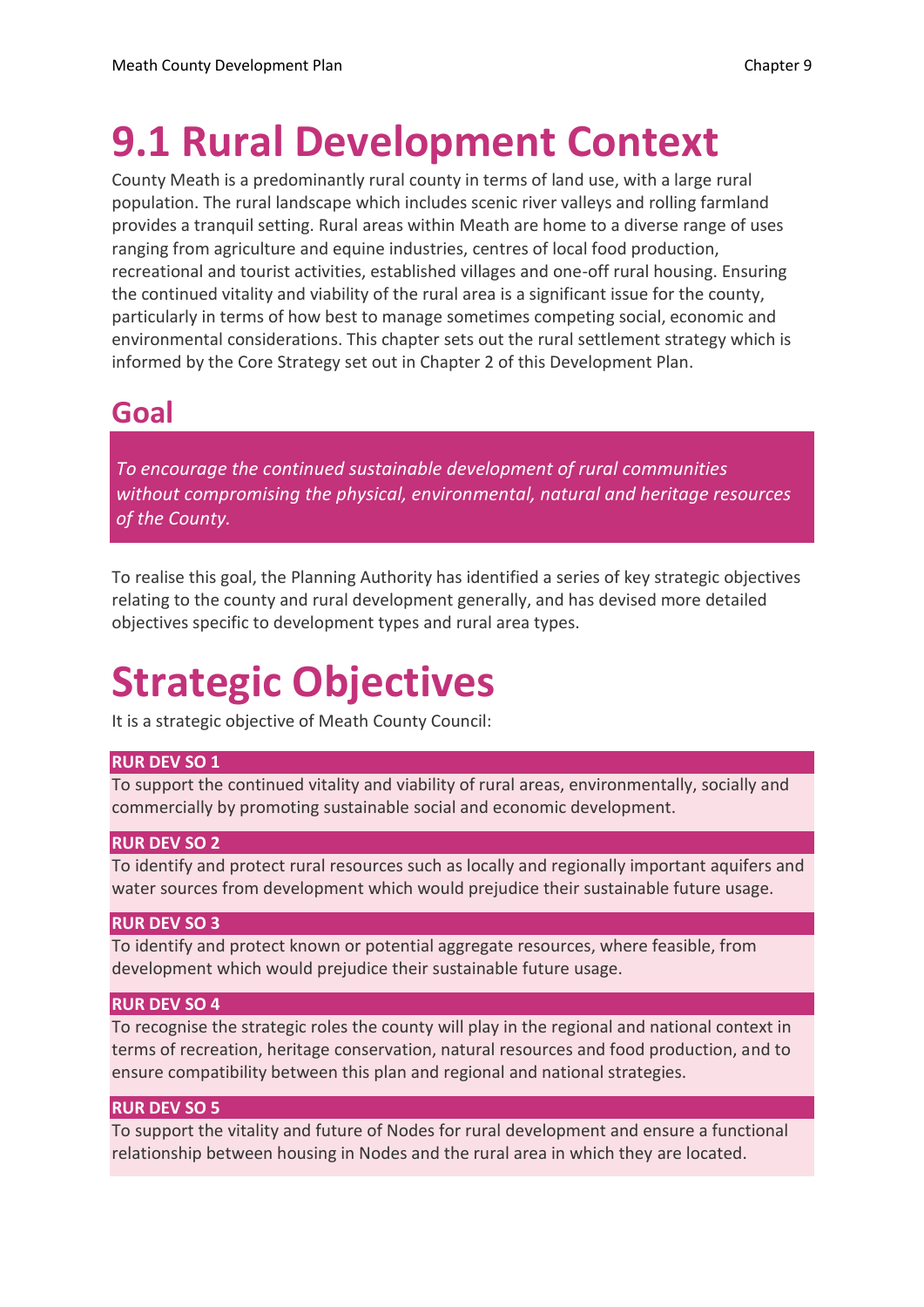# 9.1 Rural Development Context

County Meath is a predominantly rural county in terms of land use, with a large rural population. The rural landscape which includes scenic river valleys and rolling farmland provides a tranquil setting. Rural areas within Meath are home to a diverse range of uses ranging from agriculture and equine industries, centres of local food production, recreational and tourist activities, established villages and one-off rural housing. Ensuring the continued vitality and viability of the rural area is a significant issue for the county, particularly in terms of how best to manage sometimes competing social, economic and environmental considerations. This chapter sets out the rural settlement strategy which is informed by the Core Strategy set out in Chapter 2 of this Development Plan.

## Goal

*To encourage the continued sustainable development of rural communities without compromising the physical, environmental, natural and heritage resources of the County.*

To realise this goal, the Planning Authority has identified a series of key strategic objectives relating to the county and rural development generally, and has devised more detailed objectives specific to development types and rural area types.

# Strategic Objectives

It is a strategic objective of Meath County Council:

**RUR DEV SO 1**

To support the continued vitality and viability of rural areas, environmentally, socially and commercially by promoting sustainable social and economic development.

**RUR DEV SO 2**

To identify and protect rural resources such as locally and regionally important aquifers and water sources from development which would prejudice their sustainable future usage.

**RUR DEV SO 3**

To identify and protect known or potential aggregate resources, where feasible, from development which would prejudice their sustainable future usage.

**RUR DEV SO 4**

To recognise the strategic roles the county will play in the regional and national context in terms of recreation, heritage conservation, natural resources and food production, and to ensure compatibility between this plan and regional and national strategies.

**RUR DEV SO 5**

To support the vitality and future of Nodes for rural development and ensure a functional relationship between housing in Nodes and the rural area in which they are located.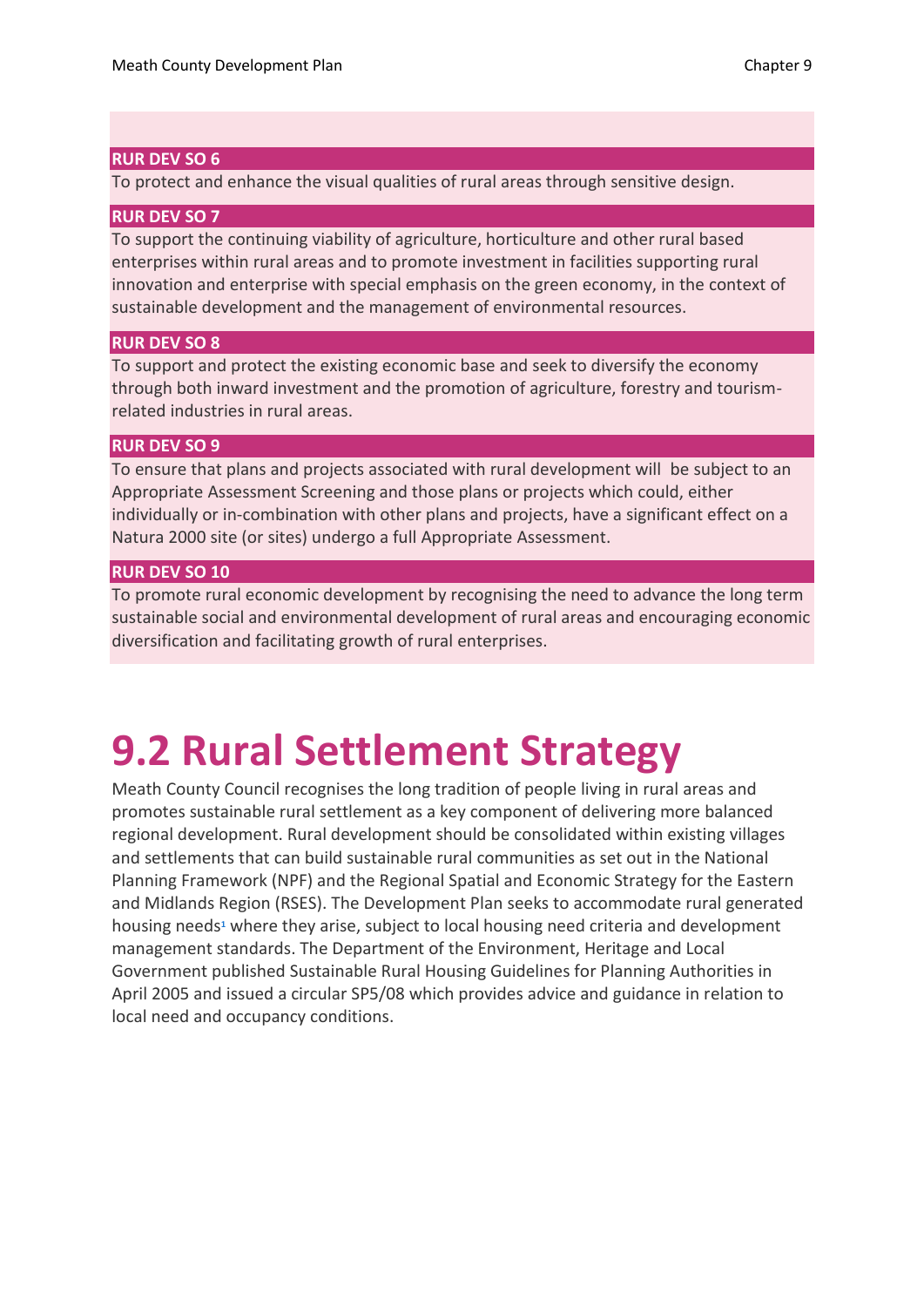**RUR DEV SO 6**

To protect and enhance the visual qualities of rural areas through sensitive design.

**RUR DEV SO 7**

To support the continuing viability of agriculture, horticulture and other rural based enterprises within rural areas and to promote investment in facilities supporting rural innovation and enterprise with special emphasis on the green economy, in the context of sustainable development and the management of environmental resources.

**RUR DEV SO 8**

To support and protect the existing economic base and seek to diversify the economy through both inward investment and the promotion of agriculture, forestry and tourism-related industries in rural areas.

**RUR DEV SO 9**

To ensure that plans and projects associated with rural development will be subject to an Appropriate Assessment Screening and those plans or projects which could, either individually or in-combination with other plans and projects, have a significant effect on a Natura 2000 site (or sites) undergo a full Appropriate Assessment.

**RUR DEV SO 10**

To promote rural economic development by recognising the need to advance the long term sustainable social and environmental development of rural areas and encouraging economic diversification and facilitating growth of rural enterprises.

# 9.2 Rural Settlement Strategy

Meath County Council recognises the long tradition of people living in rural areas and promotes sustainable rural settlement as a key component of delivering more balanced regional development. Rural development should be consolidated within existing villages and settlements that can build sustainable rural communities as set out in the National Planning Framework (NPF) and the Regional Spatial and Economic Strategy for the Eastern and Midlands Region (RSES). The Development Plan seeks to accommodate rural generated housing needs[1] where they arise, subject to local housing need criteria and development management standards. The Department of the Environment, Heritage and Local Government published Sustainable Rural Housing Guidelines for Planning Authorities in April 2005 and issued a circular SP5/08 which provides advice and guidance in relation to local need and occupancy conditions.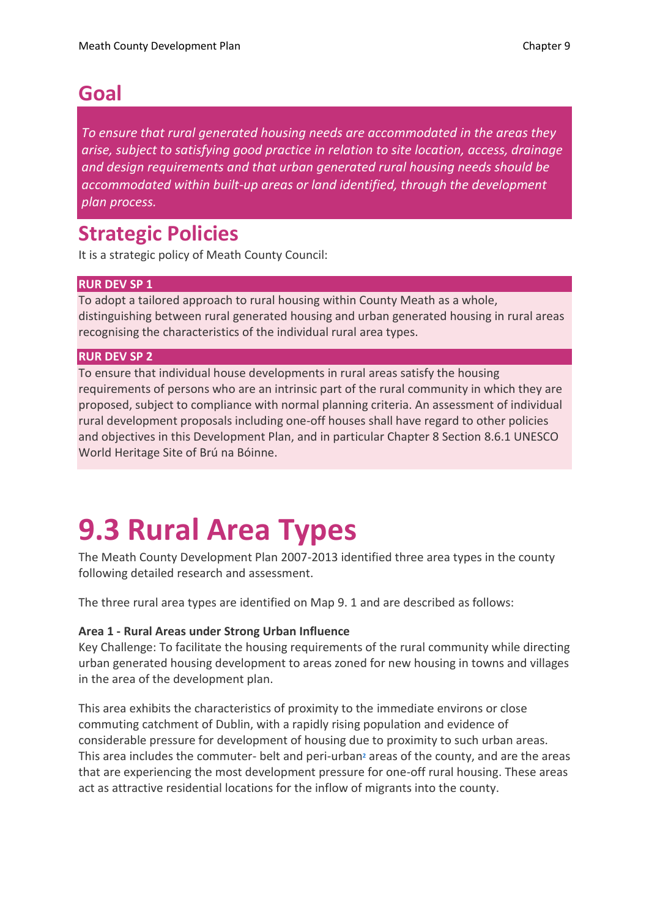## Goal

*To ensure that rural generated housing needs are accommodated in the areas they arise, subject to satisfying good practice in relation to site location, access, drainage and design requirements and that urban generated rural housing needs should be accommodated within built-up areas or land identified, through the development plan process.*

## Strategic Policies

It is a strategic policy of Meath County Council:

**RUR DEV SP 1**

To adopt a tailored approach to rural housing within County Meath as a whole, distinguishing between rural generated housing and urban generated housing in rural areas recognising the characteristics of the individual rural area types.

**RUR DEV SP 2**

To ensure that individual house developments in rural areas satisfy the housing requirements of persons who are an intrinsic part of the rural community in which they are proposed, subject to compliance with normal planning criteria. An assessment of individual rural development proposals including one-off houses shall have regard to other policies and objectives in this Development Plan, and in particular Chapter 8 Section 8.6.1 UNESCO World Heritage Site of Brú na Bóinne.

# 9.3 Rural Area Types

The Meath County Development Plan 2007-2013 identified three area types in the county following detailed research and assessment.

The three rural area types are identified on Map 9. 1 and are described as follows:

**Area 1 - Rural Areas under Strong Urban Influence**

Key Challenge: To facilitate the housing requirements of the rural community while directing urban generated housing development to areas zoned for new housing in towns and villages in the area of the development plan.

This area exhibits the characteristics of proximity to the immediate environs or close commuting catchment of Dublin, with a rapidly rising population and evidence of considerable pressure for development of housing due to proximity to such urban areas. This area includes the commuter- belt and peri-urban[2] areas of the county, and are the areas that are experiencing the most development pressure for one-off rural housing. These areas act as attractive residential locations for the inflow of migrants into the county.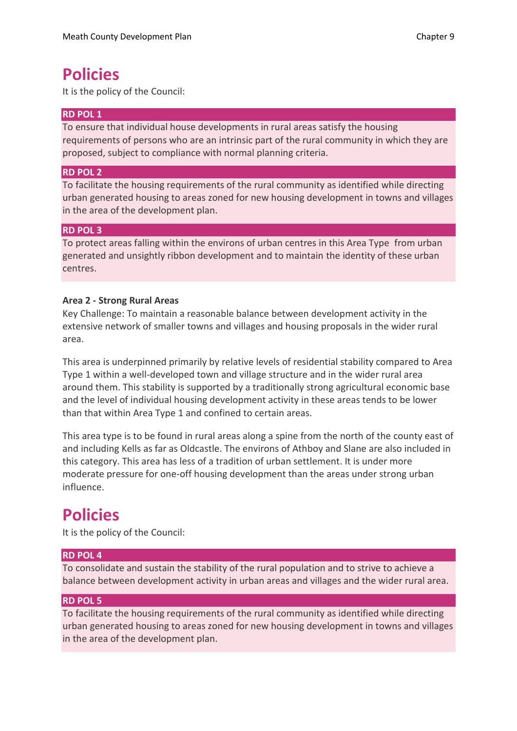# Policies

It is the policy of the Council:

**RD POL 1**

To ensure that individual house developments in rural areas satisfy the housing requirements of persons who are an intrinsic part of the rural community in which they are proposed, subject to compliance with normal planning criteria.

**RD POL 2**

To facilitate the housing requirements of the rural community as identified while directing urban generated housing to areas zoned for new housing development in towns and villages in the area of the development plan.

**RD POL 3**

To protect areas falling within the environs of urban centres in this Area Type from urban generated and unsightly ribbon development and to maintain the identity of these urban centres.

**Area 2 - Strong Rural Areas**

Key Challenge: To maintain a reasonable balance between development activity in the extensive network of smaller towns and villages and housing proposals in the wider rural area.

This area is underpinned primarily by relative levels of residential stability compared to Area Type 1 within a well-developed town and village structure and in the wider rural area around them. This stability is supported by a traditionally strong agricultural economic base and the level of individual housing development activity in these areas tends to be lower than that within Area Type 1 and confined to certain areas.

This area type is to be found in rural areas along a spine from the north of the county east of and including Kells as far as Oldcastle. The environs of Athboy and Slane are also included in this category. This area has less of a tradition of urban settlement. It is under more moderate pressure for one-off housing development than the areas under strong urban influence.

# Policies

It is the policy of the Council:

**RD POL 4**

To consolidate and sustain the stability of the rural population and to strive to achieve a balance between development activity in urban areas and villages and the wider rural area.

**RD POL 5**

To facilitate the housing requirements of the rural community as identified while directing urban generated housing to areas zoned for new housing development in towns and villages in the area of the development plan.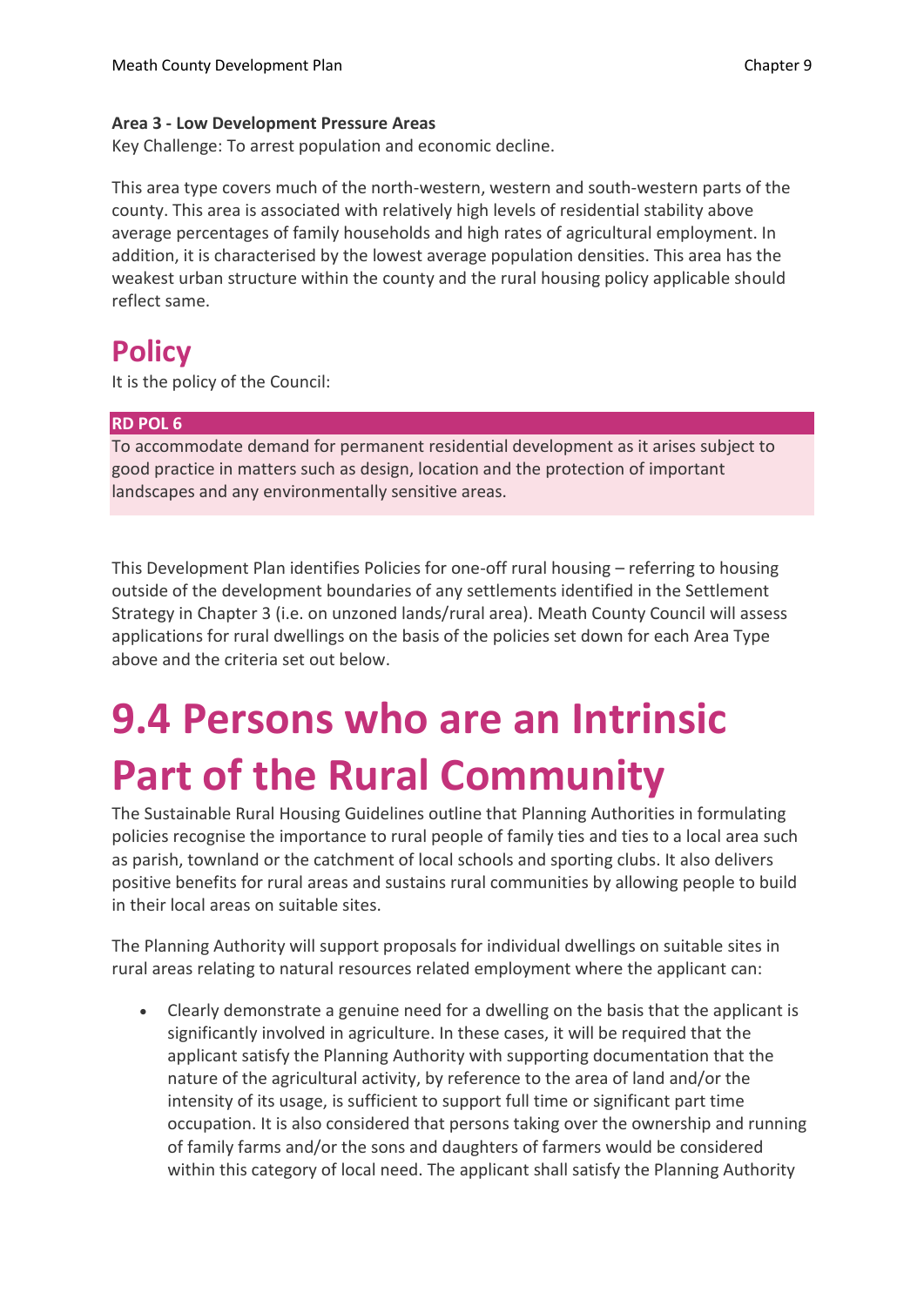**Area 3 - Low Development Pressure Areas**
Key Challenge: To arrest population and economic decline.

This area type covers much of the north-western, western and south-western parts of the county. This area is associated with relatively high levels of residential stability above average percentages of family households and high rates of agricultural employment. In addition, it is characterised by the lowest average population densities. This area has the weakest urban structure within the county and the rural housing policy applicable should reflect same.

## Policy

It is the policy of the Council:

**RD POL 6**

To accommodate demand for permanent residential development as it arises subject to good practice in matters such as design, location and the protection of important landscapes and any environmentally sensitive areas.

This Development Plan identifies Policies for one-off rural housing – referring to housing outside of the development boundaries of any settlements identified in the Settlement Strategy in Chapter 3 (i.e. on unzoned lands/rural area). Meath County Council will assess applications for rural dwellings on the basis of the policies set down for each Area Type above and the criteria set out below.

# 9.4 Persons who are an Intrinsic Part of the Rural Community

The Sustainable Rural Housing Guidelines outline that Planning Authorities in formulating policies recognise the importance to rural people of family ties and ties to a local area such as parish, townland or the catchment of local schools and sporting clubs. It also delivers positive benefits for rural areas and sustains rural communities by allowing people to build in their local areas on suitable sites.

The Planning Authority will support proposals for individual dwellings on suitable sites in rural areas relating to natural resources related employment where the applicant can:

- Clearly demonstrate a genuine need for a dwelling on the basis that the applicant is significantly involved in agriculture. In these cases, it will be required that the applicant satisfy the Planning Authority with supporting documentation that the nature of the agricultural activity, by reference to the area of land and/or the intensity of its usage, is sufficient to support full time or significant part time occupation. It is also considered that persons taking over the ownership and running of family farms and/or the sons and daughters of farmers would be considered within this category of local need. The applicant shall satisfy the Planning Authority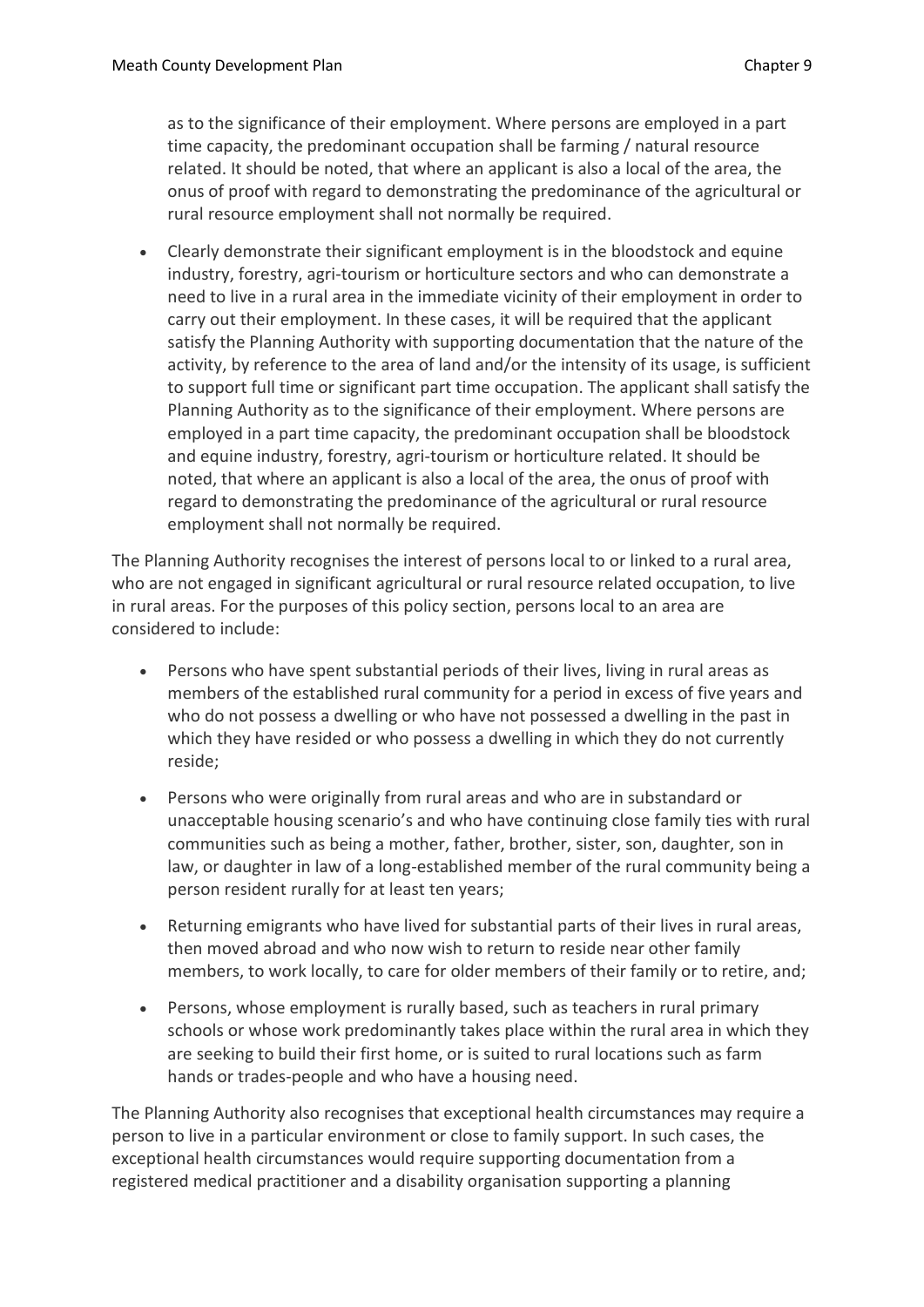as to the significance of their employment. Where persons are employed in a part time capacity, the predominant occupation shall be farming / natural resource related. It should be noted, that where an applicant is also a local of the area, the onus of proof with regard to demonstrating the predominance of the agricultural or rural resource employment shall not normally be required.

- Clearly demonstrate their significant employment is in the bloodstock and equine industry, forestry, agri-tourism or horticulture sectors and who can demonstrate a need to live in a rural area in the immediate vicinity of their employment in order to carry out their employment. In these cases, it will be required that the applicant satisfy the Planning Authority with supporting documentation that the nature of the activity, by reference to the area of land and/or the intensity of its usage, is sufficient to support full time or significant part time occupation. The applicant shall satisfy the Planning Authority as to the significance of their employment. Where persons are employed in a part time capacity, the predominant occupation shall be bloodstock and equine industry, forestry, agri-tourism or horticulture related. It should be noted, that where an applicant is also a local of the area, the onus of proof with regard to demonstrating the predominance of the agricultural or rural resource employment shall not normally be required.

The Planning Authority recognises the interest of persons local to or linked to a rural area, who are not engaged in significant agricultural or rural resource related occupation, to live in rural areas. For the purposes of this policy section, persons local to an area are considered to include:

- Persons who have spent substantial periods of their lives, living in rural areas as members of the established rural community for a period in excess of five years and who do not possess a dwelling or who have not possessed a dwelling in the past in which they have resided or who possess a dwelling in which they do not currently reside;
- Persons who were originally from rural areas and who are in substandard or unacceptable housing scenario's and who have continuing close family ties with rural communities such as being a mother, father, brother, sister, son, daughter, son in law, or daughter in law of a long-established member of the rural community being a person resident rurally for at least ten years;
- Returning emigrants who have lived for substantial parts of their lives in rural areas, then moved abroad and who now wish to return to reside near other family members, to work locally, to care for older members of their family or to retire, and;
- Persons, whose employment is rurally based, such as teachers in rural primary schools or whose work predominantly takes place within the rural area in which they are seeking to build their first home, or is suited to rural locations such as farm hands or trades-people and who have a housing need.

The Planning Authority also recognises that exceptional health circumstances may require a person to live in a particular environment or close to family support. In such cases, the exceptional health circumstances would require supporting documentation from a registered medical practitioner and a disability organisation supporting a planning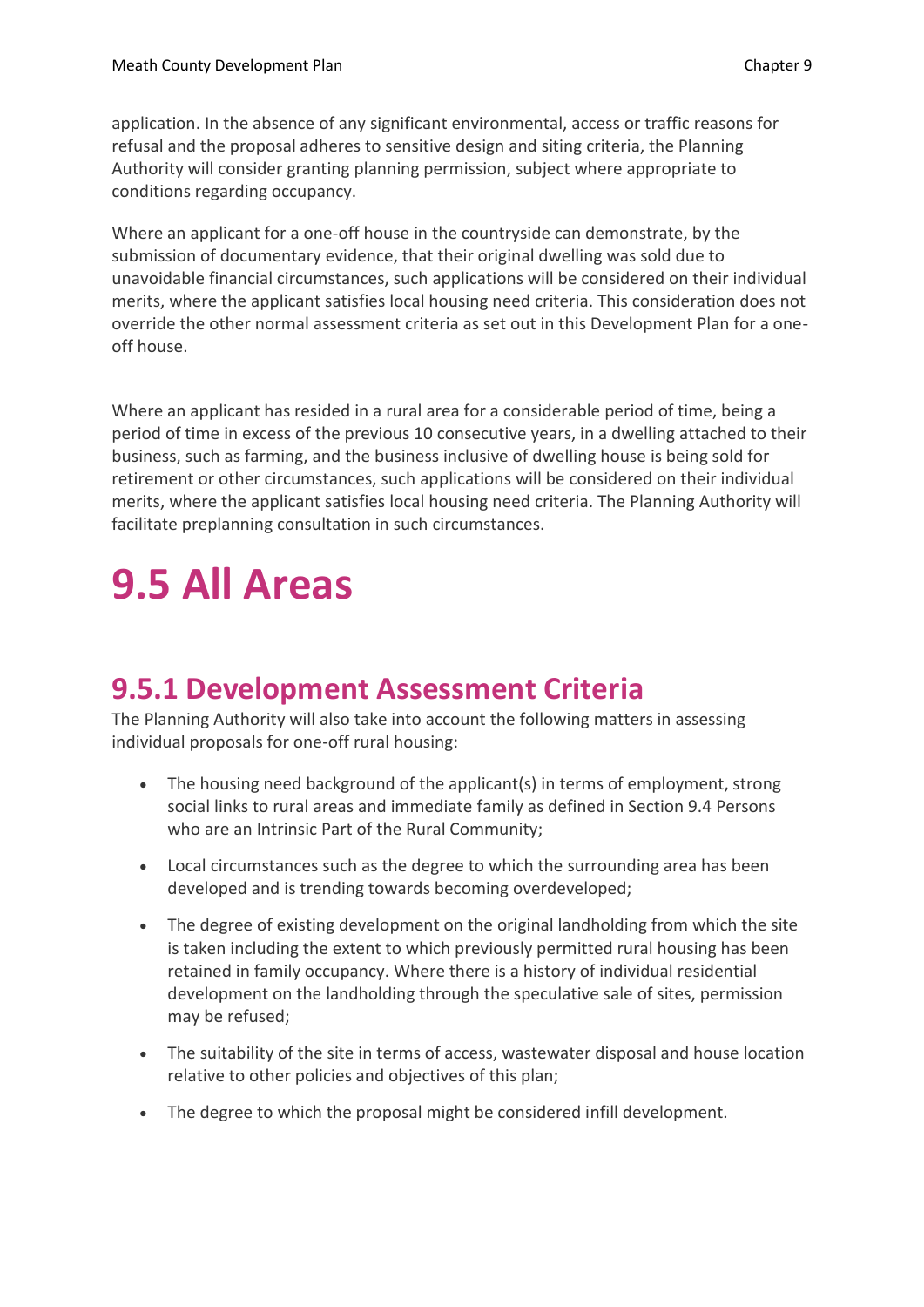application. In the absence of any significant environmental, access or traffic reasons for refusal and the proposal adheres to sensitive design and siting criteria, the Planning Authority will consider granting planning permission, subject where appropriate to conditions regarding occupancy.

Where an applicant for a one-off house in the countryside can demonstrate, by the submission of documentary evidence, that their original dwelling was sold due to unavoidable financial circumstances, such applications will be considered on their individual merits, where the applicant satisfies local housing need criteria. This consideration does not override the other normal assessment criteria as set out in this Development Plan for a one-off house.

Where an applicant has resided in a rural area for a considerable period of time, being a period of time in excess of the previous 10 consecutive years, in a dwelling attached to their business, such as farming, and the business inclusive of dwelling house is being sold for retirement or other circumstances, such applications will be considered on their individual merits, where the applicant satisfies local housing need criteria. The Planning Authority will facilitate preplanning consultation in such circumstances.

# 9.5 All Areas

## 9.5.1 Development Assessment Criteria

The Planning Authority will also take into account the following matters in assessing individual proposals for one-off rural housing:

- The housing need background of the applicant(s) in terms of employment, strong social links to rural areas and immediate family as defined in Section 9.4 Persons who are an Intrinsic Part of the Rural Community;
- Local circumstances such as the degree to which the surrounding area has been developed and is trending towards becoming overdeveloped;
- The degree of existing development on the original landholding from which the site is taken including the extent to which previously permitted rural housing has been retained in family occupancy. Where there is a history of individual residential development on the landholding through the speculative sale of sites, permission may be refused;
- The suitability of the site in terms of access, wastewater disposal and house location relative to other policies and objectives of this plan;
- The degree to which the proposal might be considered infill development.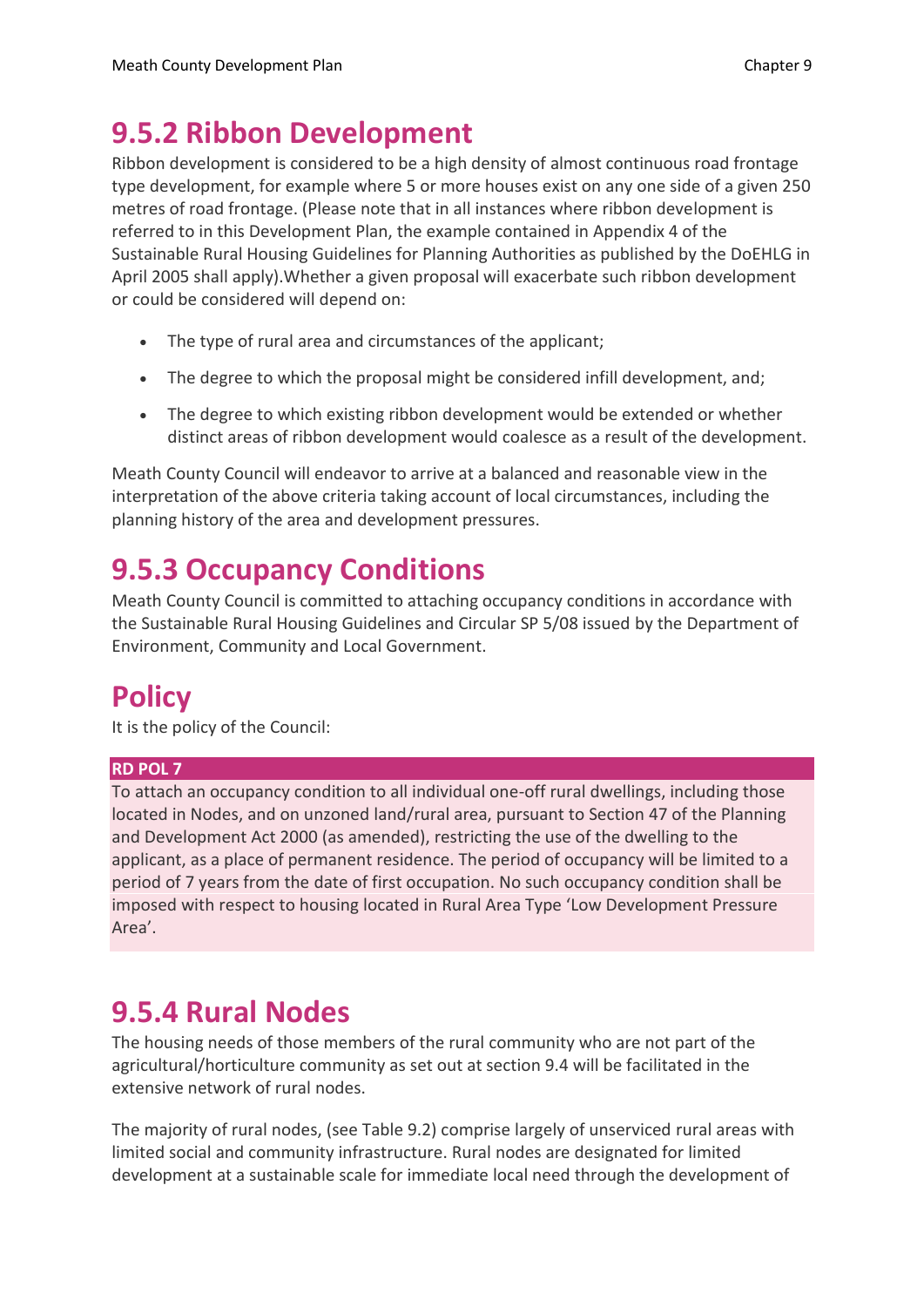## 9.5.2 Ribbon Development

Ribbon development is considered to be a high density of almost continuous road frontage type development, for example where 5 or more houses exist on any one side of a given 250 metres of road frontage. (Please note that in all instances where ribbon development is referred to in this Development Plan, the example contained in Appendix 4 of the Sustainable Rural Housing Guidelines for Planning Authorities as published by the DoEHLG in April 2005 shall apply).Whether a given proposal will exacerbate such ribbon development or could be considered will depend on:

- The type of rural area and circumstances of the applicant;
- The degree to which the proposal might be considered infill development, and;
- The degree to which existing ribbon development would be extended or whether distinct areas of ribbon development would coalesce as a result of the development.

Meath County Council will endeavor to arrive at a balanced and reasonable view in the interpretation of the above criteria taking account of local circumstances, including the planning history of the area and development pressures.

## 9.5.3 Occupancy Conditions

Meath County Council is committed to attaching occupancy conditions in accordance with the Sustainable Rural Housing Guidelines and Circular SP 5/08 issued by the Department of Environment, Community and Local Government.

## Policy

It is the policy of the Council:

**RD POL 7**

To attach an occupancy condition to all individual one-off rural dwellings, including those located in Nodes, and on unzoned land/rural area, pursuant to Section 47 of the Planning and Development Act 2000 (as amended), restricting the use of the dwelling to the applicant, as a place of permanent residence. The period of occupancy will be limited to a period of 7 years from the date of first occupation. No such occupancy condition shall be imposed with respect to housing located in Rural Area Type 'Low Development Pressure Area'.

## 9.5.4 Rural Nodes

The housing needs of those members of the rural community who are not part of the agricultural/horticulture community as set out at section 9.4 will be facilitated in the extensive network of rural nodes.

The majority of rural nodes, (see Table 9.2) comprise largely of unserviced rural areas with limited social and community infrastructure. Rural nodes are designated for limited development at a sustainable scale for immediate local need through the development of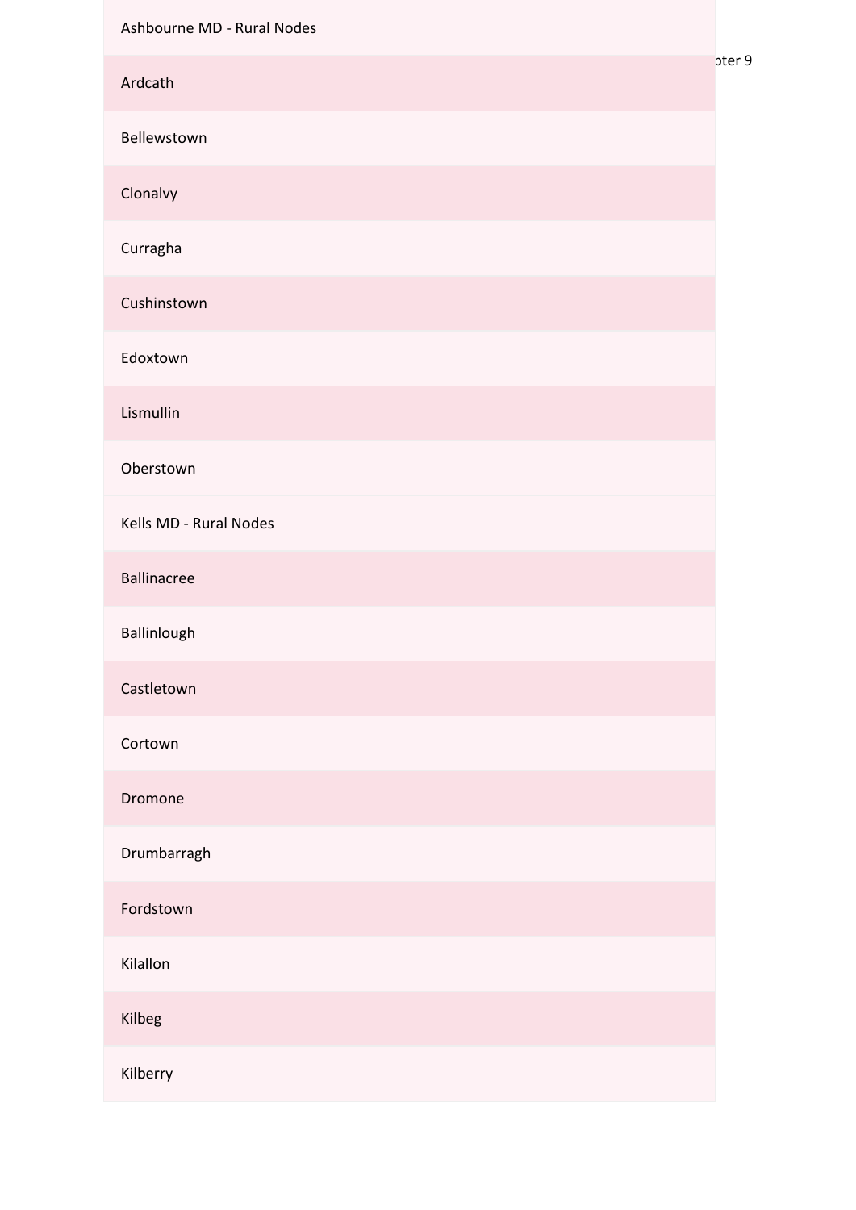| Ashbourne MD - Rural Nodes |
| --- |
| Ardcath |
| Bellewstown |
| Clonalvy |
| Curragha |
| Cushinstown |
| Edoxtown |
| Lismullin |
| Oberstown |
| Kells MD - Rural Nodes |
| Ballinacree |
| Ballinlough |
| Castletown |
| Cortown |
| Dromone |
| Drumbarragh |
| Fordstown |
| Kilallon |
| Kilbeg |
| Kilberry |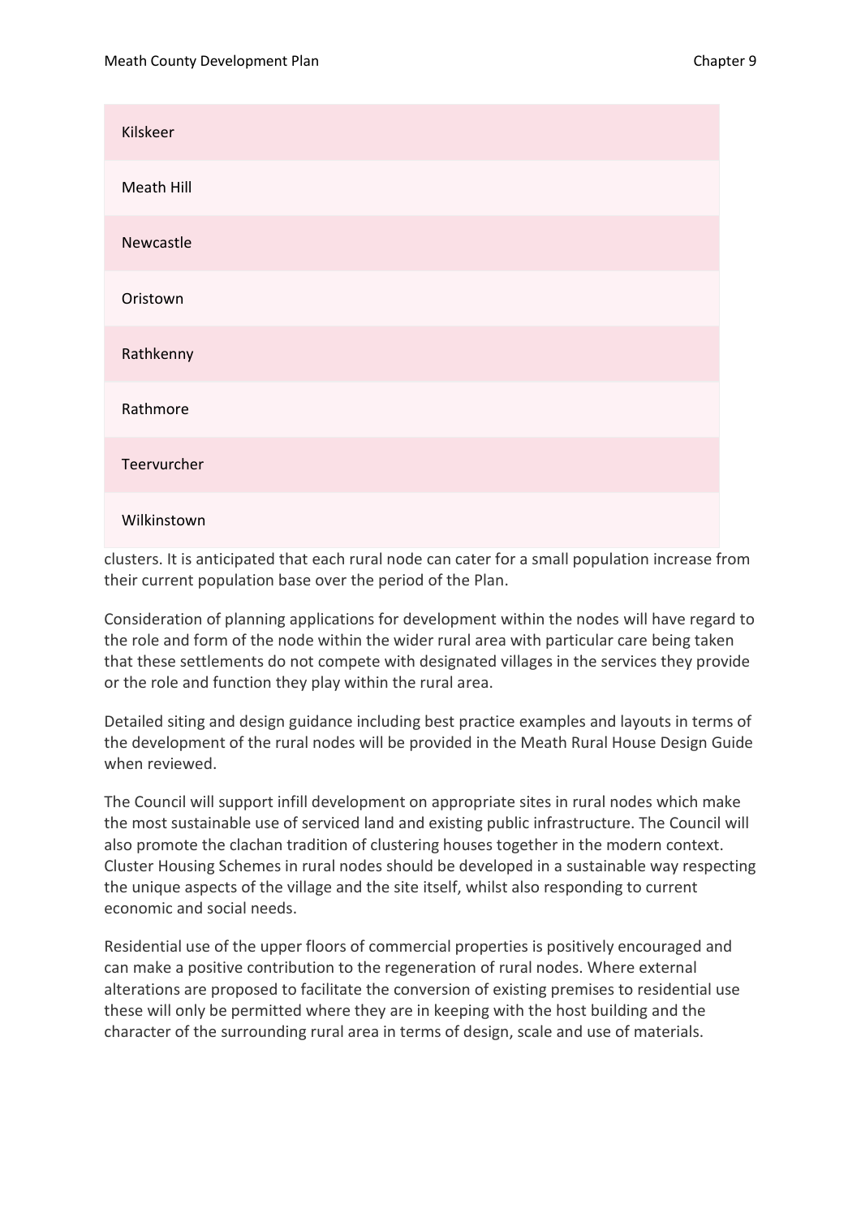| Kilskeer |
| --- |
| Meath Hill |
| Newcastle |
| Oristown |
| Rathkenny |
| Rathmore |
| Teervurcher |
| Wilkinstown |

clusters. It is anticipated that each rural node can cater for a small population increase from their current population base over the period of the Plan.

Consideration of planning applications for development within the nodes will have regard to the role and form of the node within the wider rural area with particular care being taken that these settlements do not compete with designated villages in the services they provide or the role and function they play within the rural area.

Detailed siting and design guidance including best practice examples and layouts in terms of the development of the rural nodes will be provided in the Meath Rural House Design Guide when reviewed.

The Council will support infill development on appropriate sites in rural nodes which make the most sustainable use of serviced land and existing public infrastructure. The Council will also promote the clachan tradition of clustering houses together in the modern context. Cluster Housing Schemes in rural nodes should be developed in a sustainable way respecting the unique aspects of the village and the site itself, whilst also responding to current economic and social needs.

Residential use of the upper floors of commercial properties is positively encouraged and can make a positive contribution to the regeneration of rural nodes. Where external alterations are proposed to facilitate the conversion of existing premises to residential use these will only be permitted where they are in keeping with the host building and the character of the surrounding rural area in terms of design, scale and use of materials.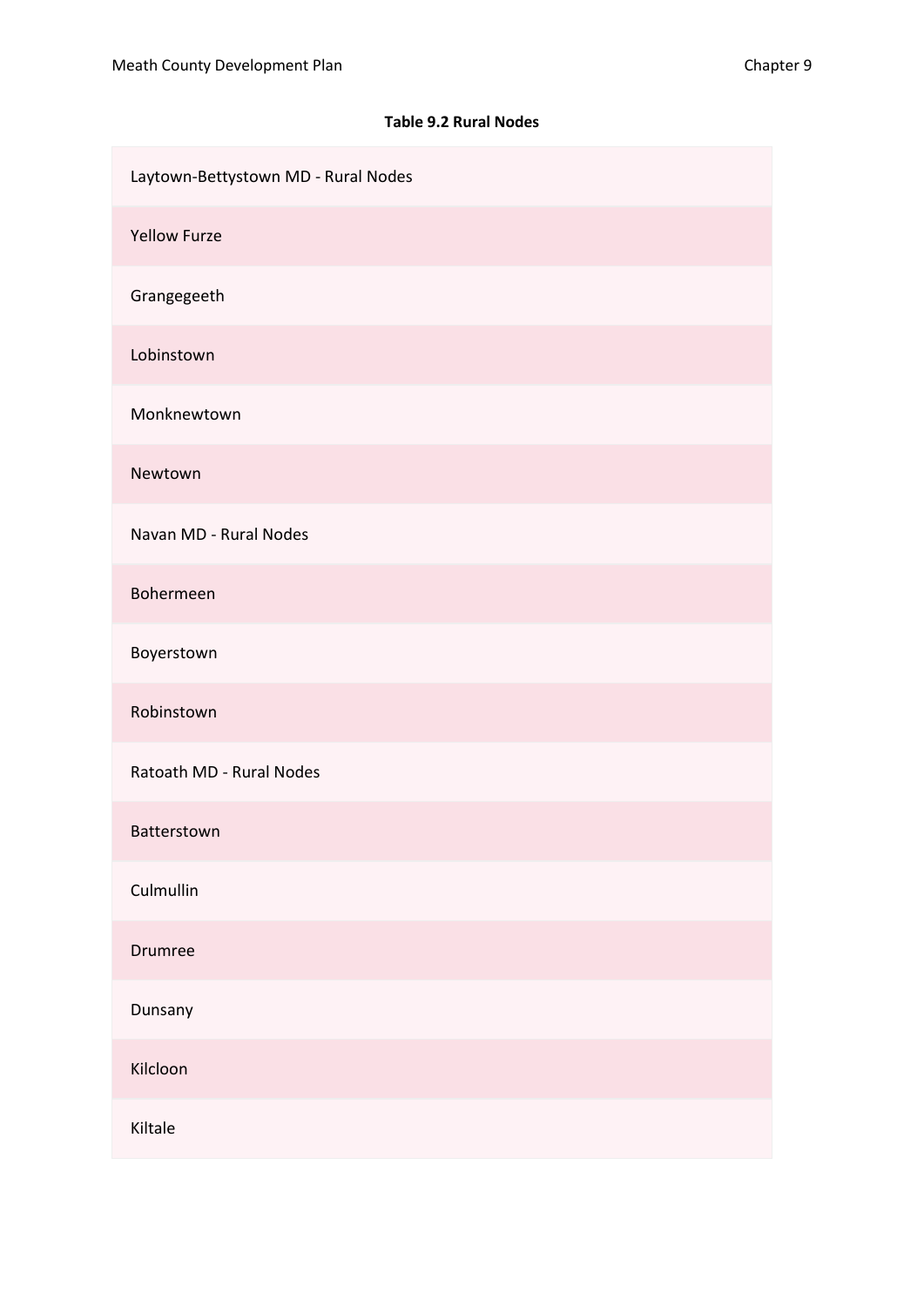**Table 9.2 Rural Nodes**

| Laytown-Bettystown MD - Rural Nodes |
| --- |
| Yellow Furze |
| Grangegeeth |
| Lobinstown |
| Monknewtown |
| Newtown |
| Navan MD - Rural Nodes |
| Bohermeen |
| Boyerstown |
| Robinstown |
| Ratoath MD - Rural Nodes |
| Batterstown |
| Culmullin |
| Drumree |
| Dunsany |
| Kilcloon |
| Kiltale |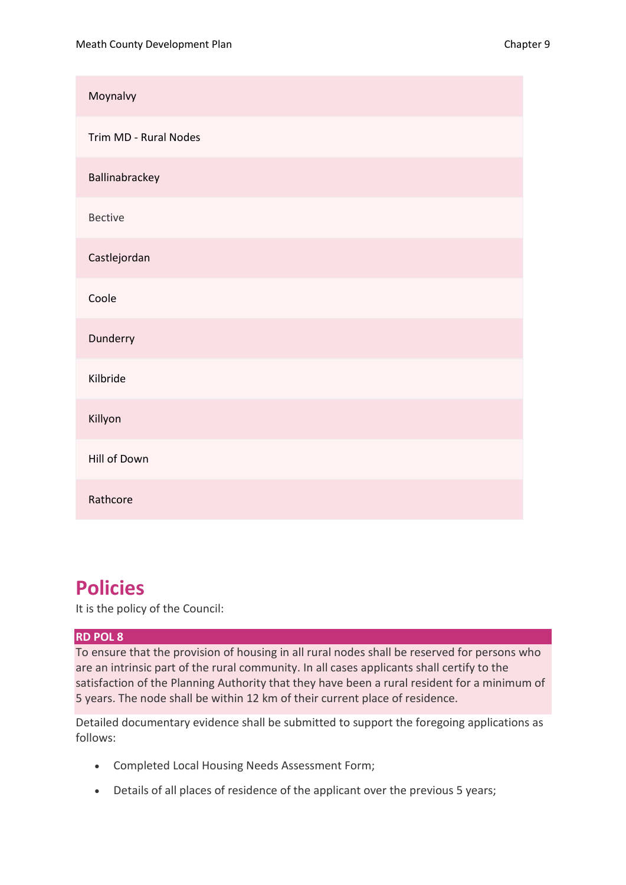| Moynalvy |
|---|
| Trim MD - Rural Nodes |
| Ballinabrackey |
| Bective |
| Castlejordan |
| Coole |
| Dunderry |
| Kilbride |
| Killyon |
| Hill of Down |
| Rathcore |

# Policies

It is the policy of the Council:

**RD POL 8**

To ensure that the provision of housing in all rural nodes shall be reserved for persons who are an intrinsic part of the rural community. In all cases applicants shall certify to the satisfaction of the Planning Authority that they have been a rural resident for a minimum of 5 years. The node shall be within 12 km of their current place of residence.

Detailed documentary evidence shall be submitted to support the foregoing applications as follows:

- Completed Local Housing Needs Assessment Form;
- Details of all places of residence of the applicant over the previous 5 years;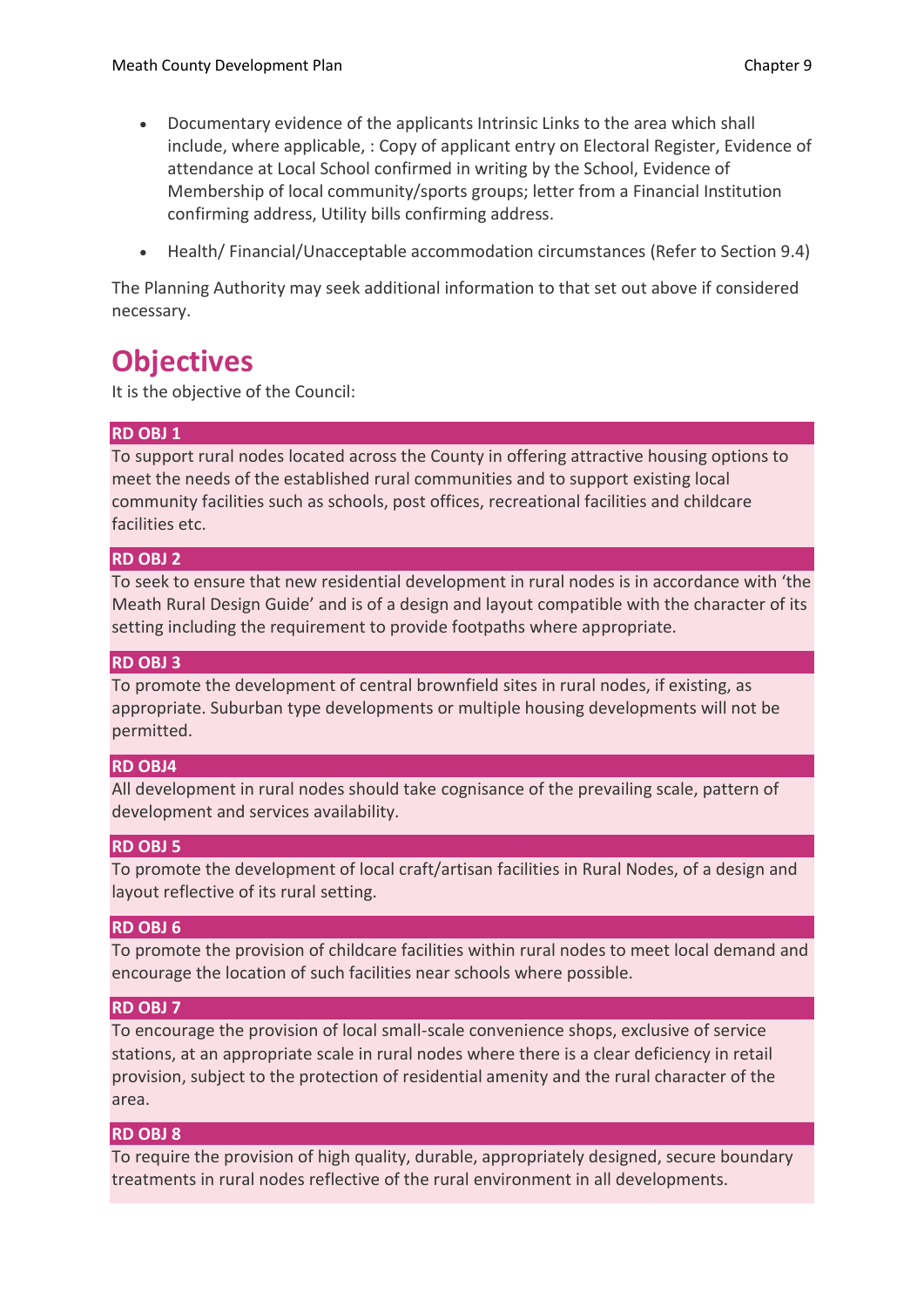- Documentary evidence of the applicants Intrinsic Links to the area which shall include, where applicable, : Copy of applicant entry on Electoral Register, Evidence of attendance at Local School confirmed in writing by the School, Evidence of Membership of local community/sports groups; letter from a Financial Institution confirming address, Utility bills confirming address.

- Health/ Financial/Unacceptable accommodation circumstances (Refer to Section 9.4)

The Planning Authority may seek additional information to that set out above if considered necessary.

## Objectives

It is the objective of the Council:

**RD OBJ 1**

To support rural nodes located across the County in offering attractive housing options to meet the needs of the established rural communities and to support existing local community facilities such as schools, post offices, recreational facilities and childcare facilities etc.

**RD OBJ 2**

To seek to ensure that new residential development in rural nodes is in accordance with 'the Meath Rural Design Guide' and is of a design and layout compatible with the character of its setting including the requirement to provide footpaths where appropriate.

**RD OBJ 3**

To promote the development of central brownfield sites in rural nodes, if existing, as appropriate. Suburban type developments or multiple housing developments will not be permitted.

**RD OBJ4**

All development in rural nodes should take cognisance of the prevailing scale, pattern of development and services availability.

**RD OBJ 5**

To promote the development of local craft/artisan facilities in Rural Nodes, of a design and layout reflective of its rural setting.

**RD OBJ 6**

To promote the provision of childcare facilities within rural nodes to meet local demand and encourage the location of such facilities near schools where possible.

**RD OBJ 7**

To encourage the provision of local small-scale convenience shops, exclusive of service stations, at an appropriate scale in rural nodes where there is a clear deficiency in retail provision, subject to the protection of residential amenity and the rural character of the area.

**RD OBJ 8**

To require the provision of high quality, durable, appropriately designed, secure boundary treatments in rural nodes reflective of the rural environment in all developments.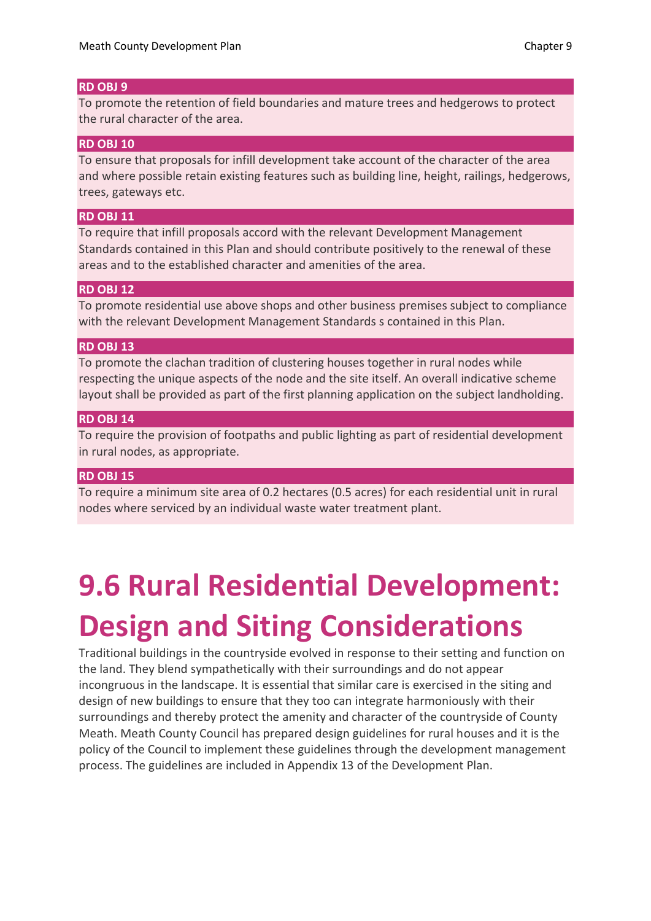**RD OBJ 9**

To promote the retention of field boundaries and mature trees and hedgerows to protect the rural character of the area.

**RD OBJ 10**

To ensure that proposals for infill development take account of the character of the area and where possible retain existing features such as building line, height, railings, hedgerows, trees, gateways etc.

**RD OBJ 11**

To require that infill proposals accord with the relevant Development Management Standards contained in this Plan and should contribute positively to the renewal of these areas and to the established character and amenities of the area.

**RD OBJ 12**

To promote residential use above shops and other business premises subject to compliance with the relevant Development Management Standards s contained in this Plan.

**RD OBJ 13**

To promote the clachan tradition of clustering houses together in rural nodes while respecting the unique aspects of the node and the site itself. An overall indicative scheme layout shall be provided as part of the first planning application on the subject landholding.

**RD OBJ 14**

To require the provision of footpaths and public lighting as part of residential development in rural nodes, as appropriate.

**RD OBJ 15**

To require a minimum site area of 0.2 hectares (0.5 acres) for each residential unit in rural nodes where serviced by an individual waste water treatment plant.

# 9.6 Rural Residential Development: Design and Siting Considerations

Traditional buildings in the countryside evolved in response to their setting and function on the land. They blend sympathetically with their surroundings and do not appear incongruous in the landscape. It is essential that similar care is exercised in the siting and design of new buildings to ensure that they too can integrate harmoniously with their surroundings and thereby protect the amenity and character of the countryside of County Meath. Meath County Council has prepared design guidelines for rural houses and it is the policy of the Council to implement these guidelines through the development management process. The guidelines are included in Appendix 13 of the Development Plan.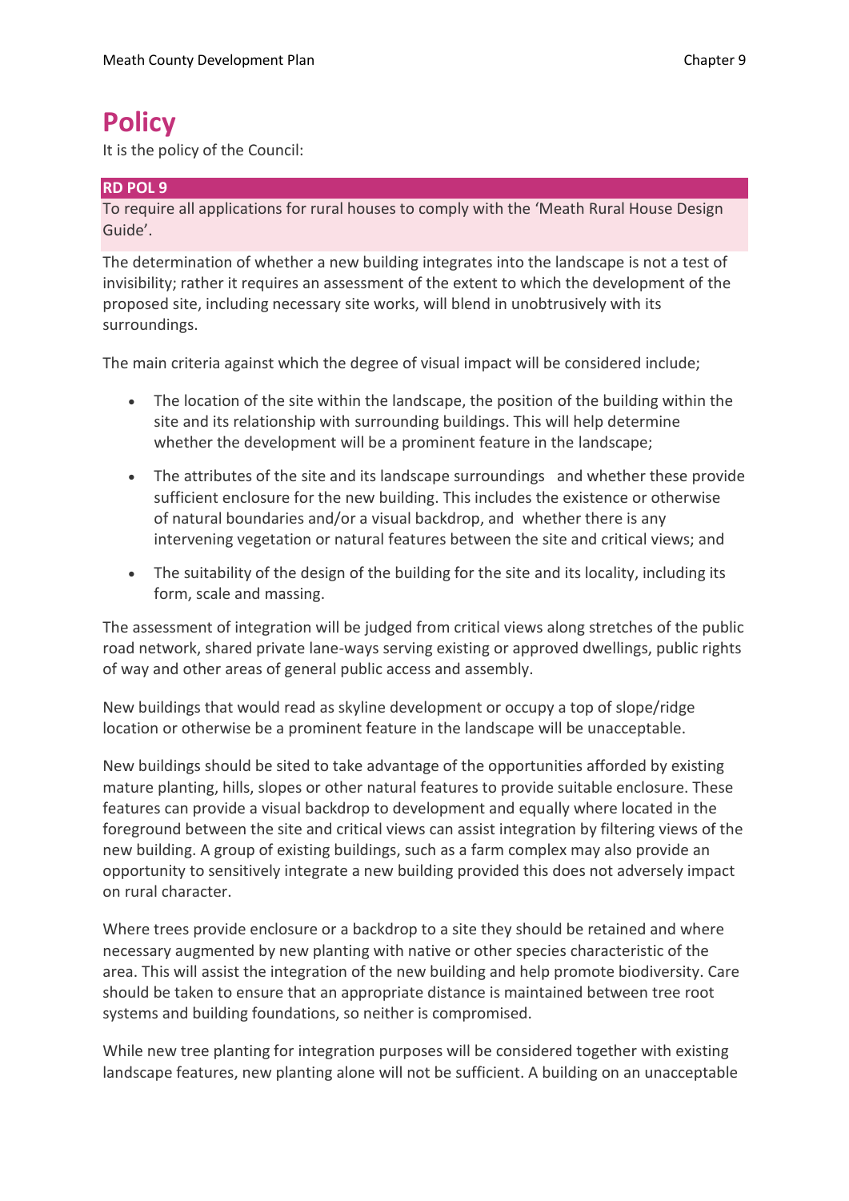# Policy

It is the policy of the Council:

**RD POL 9**

To require all applications for rural houses to comply with the 'Meath Rural House Design Guide'.

The determination of whether a new building integrates into the landscape is not a test of invisibility; rather it requires an assessment of the extent to which the development of the proposed site, including necessary site works, will blend in unobtrusively with its surroundings.

The main criteria against which the degree of visual impact will be considered include;

- The location of the site within the landscape, the position of the building within the site and its relationship with surrounding buildings. This will help determine whether the development will be a prominent feature in the landscape;
- The attributes of the site and its landscape surroundings and whether these provide sufficient enclosure for the new building. This includes the existence or otherwise of natural boundaries and/or a visual backdrop, and whether there is any intervening vegetation or natural features between the site and critical views; and
- The suitability of the design of the building for the site and its locality, including its form, scale and massing.

The assessment of integration will be judged from critical views along stretches of the public road network, shared private lane-ways serving existing or approved dwellings, public rights of way and other areas of general public access and assembly.

New buildings that would read as skyline development or occupy a top of slope/ridge location or otherwise be a prominent feature in the landscape will be unacceptable.

New buildings should be sited to take advantage of the opportunities afforded by existing mature planting, hills, slopes or other natural features to provide suitable enclosure. These features can provide a visual backdrop to development and equally where located in the foreground between the site and critical views can assist integration by filtering views of the new building. A group of existing buildings, such as a farm complex may also provide an opportunity to sensitively integrate a new building provided this does not adversely impact on rural character.

Where trees provide enclosure or a backdrop to a site they should be retained and where necessary augmented by new planting with native or other species characteristic of the area. This will assist the integration of the new building and help promote biodiversity. Care should be taken to ensure that an appropriate distance is maintained between tree root systems and building foundations, so neither is compromised.

While new tree planting for integration purposes will be considered together with existing landscape features, new planting alone will not be sufficient. A building on an unacceptable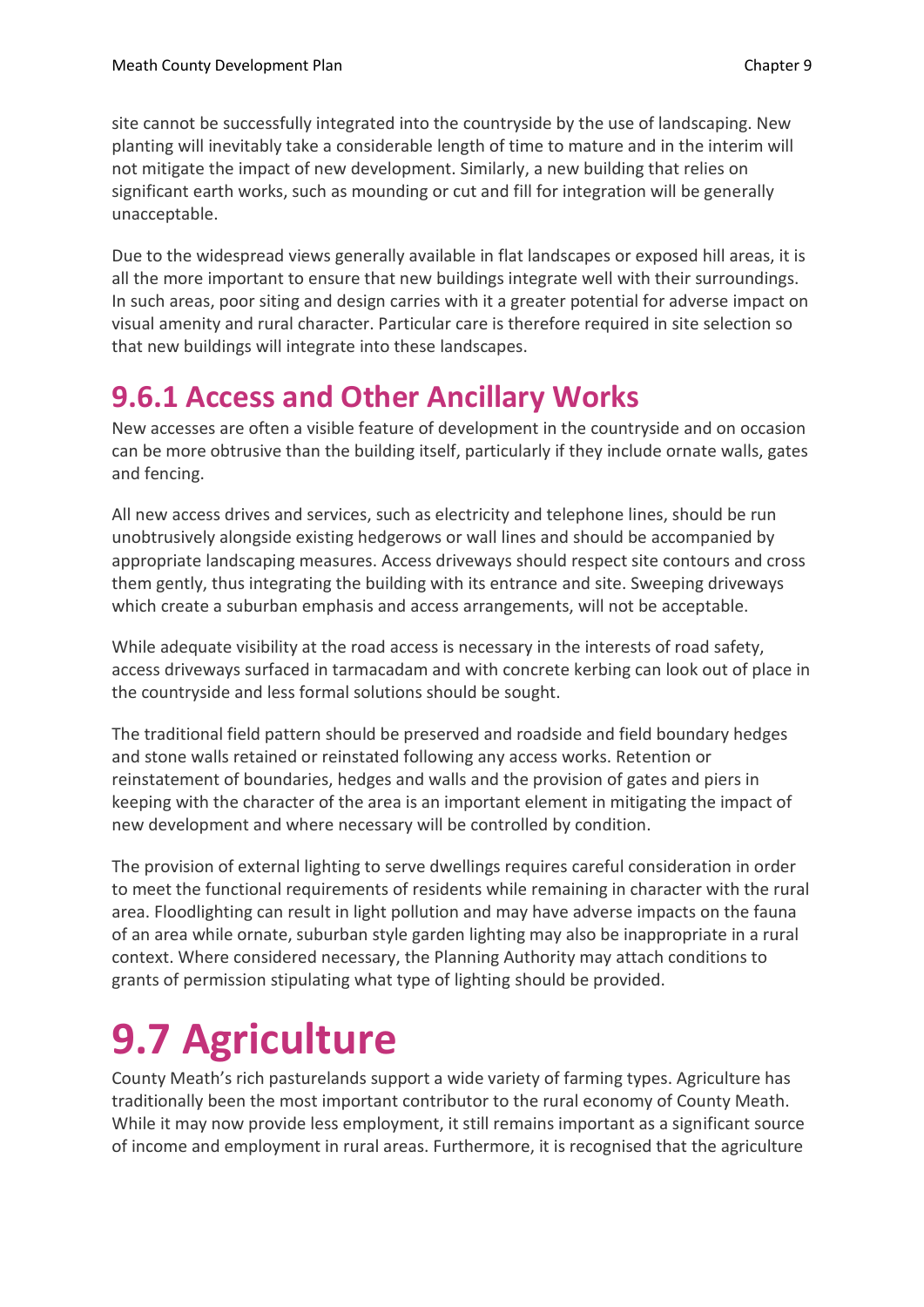site cannot be successfully integrated into the countryside by the use of landscaping. New planting will inevitably take a considerable length of time to mature and in the interim will not mitigate the impact of new development. Similarly, a new building that relies on significant earth works, such as mounding or cut and fill for integration will be generally unacceptable.

Due to the widespread views generally available in flat landscapes or exposed hill areas, it is all the more important to ensure that new buildings integrate well with their surroundings. In such areas, poor siting and design carries with it a greater potential for adverse impact on visual amenity and rural character. Particular care is therefore required in site selection so that new buildings will integrate into these landscapes.

## 9.6.1 Access and Other Ancillary Works

New accesses are often a visible feature of development in the countryside and on occasion can be more obtrusive than the building itself, particularly if they include ornate walls, gates and fencing.

All new access drives and services, such as electricity and telephone lines, should be run unobtrusively alongside existing hedgerows or wall lines and should be accompanied by appropriate landscaping measures. Access driveways should respect site contours and cross them gently, thus integrating the building with its entrance and site. Sweeping driveways which create a suburban emphasis and access arrangements, will not be acceptable.

While adequate visibility at the road access is necessary in the interests of road safety, access driveways surfaced in tarmacadam and with concrete kerbing can look out of place in the countryside and less formal solutions should be sought.

The traditional field pattern should be preserved and roadside and field boundary hedges and stone walls retained or reinstated following any access works. Retention or reinstatement of boundaries, hedges and walls and the provision of gates and piers in keeping with the character of the area is an important element in mitigating the impact of new development and where necessary will be controlled by condition.

The provision of external lighting to serve dwellings requires careful consideration in order to meet the functional requirements of residents while remaining in character with the rural area. Floodlighting can result in light pollution and may have adverse impacts on the fauna of an area while ornate, suburban style garden lighting may also be inappropriate in a rural context. Where considered necessary, the Planning Authority may attach conditions to grants of permission stipulating what type of lighting should be provided.

# 9.7 Agriculture

County Meath's rich pasturelands support a wide variety of farming types. Agriculture has traditionally been the most important contributor to the rural economy of County Meath. While it may now provide less employment, it still remains important as a significant source of income and employment in rural areas. Furthermore, it is recognised that the agriculture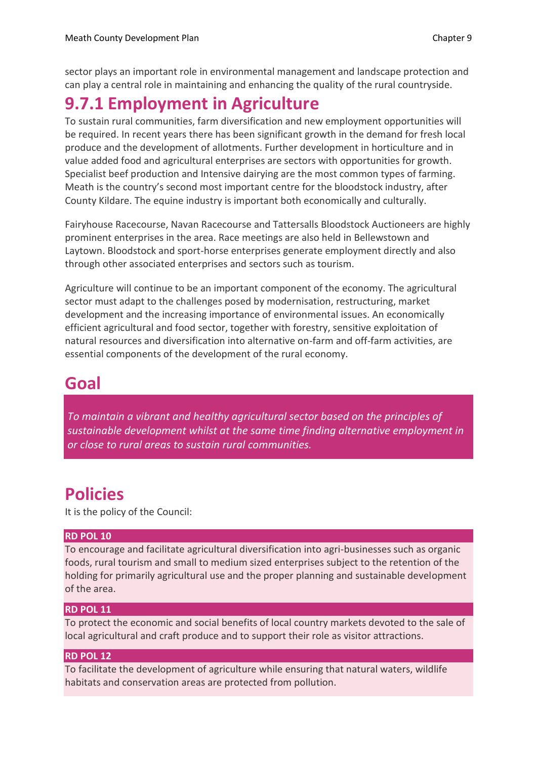sector plays an important role in environmental management and landscape protection and can play a central role in maintaining and enhancing the quality of the rural countryside.

## 9.7.1 Employment in Agriculture

To sustain rural communities, farm diversification and new employment opportunities will be required. In recent years there has been significant growth in the demand for fresh local produce and the development of allotments. Further development in horticulture and in value added food and agricultural enterprises are sectors with opportunities for growth. Specialist beef production and Intensive dairying are the most common types of farming. Meath is the country's second most important centre for the bloodstock industry, after County Kildare. The equine industry is important both economically and culturally.

Fairyhouse Racecourse, Navan Racecourse and Tattersalls Bloodstock Auctioneers are highly prominent enterprises in the area. Race meetings are also held in Bellewstown and Laytown. Bloodstock and sport-horse enterprises generate employment directly and also through other associated enterprises and sectors such as tourism.

Agriculture will continue to be an important component of the economy. The agricultural sector must adapt to the challenges posed by modernisation, restructuring, market development and the increasing importance of environmental issues. An economically efficient agricultural and food sector, together with forestry, sensitive exploitation of natural resources and diversification into alternative on-farm and off-farm activities, are essential components of the development of the rural economy.

## Goal

*To maintain a vibrant and healthy agricultural sector based on the principles of sustainable development whilst at the same time finding alternative employment in or close to rural areas to sustain rural communities.*

## Policies

It is the policy of the Council:

**RD POL 10**

To encourage and facilitate agricultural diversification into agri-businesses such as organic foods, rural tourism and small to medium sized enterprises subject to the retention of the holding for primarily agricultural use and the proper planning and sustainable development of the area.

**RD POL 11**

To protect the economic and social benefits of local country markets devoted to the sale of local agricultural and craft produce and to support their role as visitor attractions.

**RD POL 12**

To facilitate the development of agriculture while ensuring that natural waters, wildlife habitats and conservation areas are protected from pollution.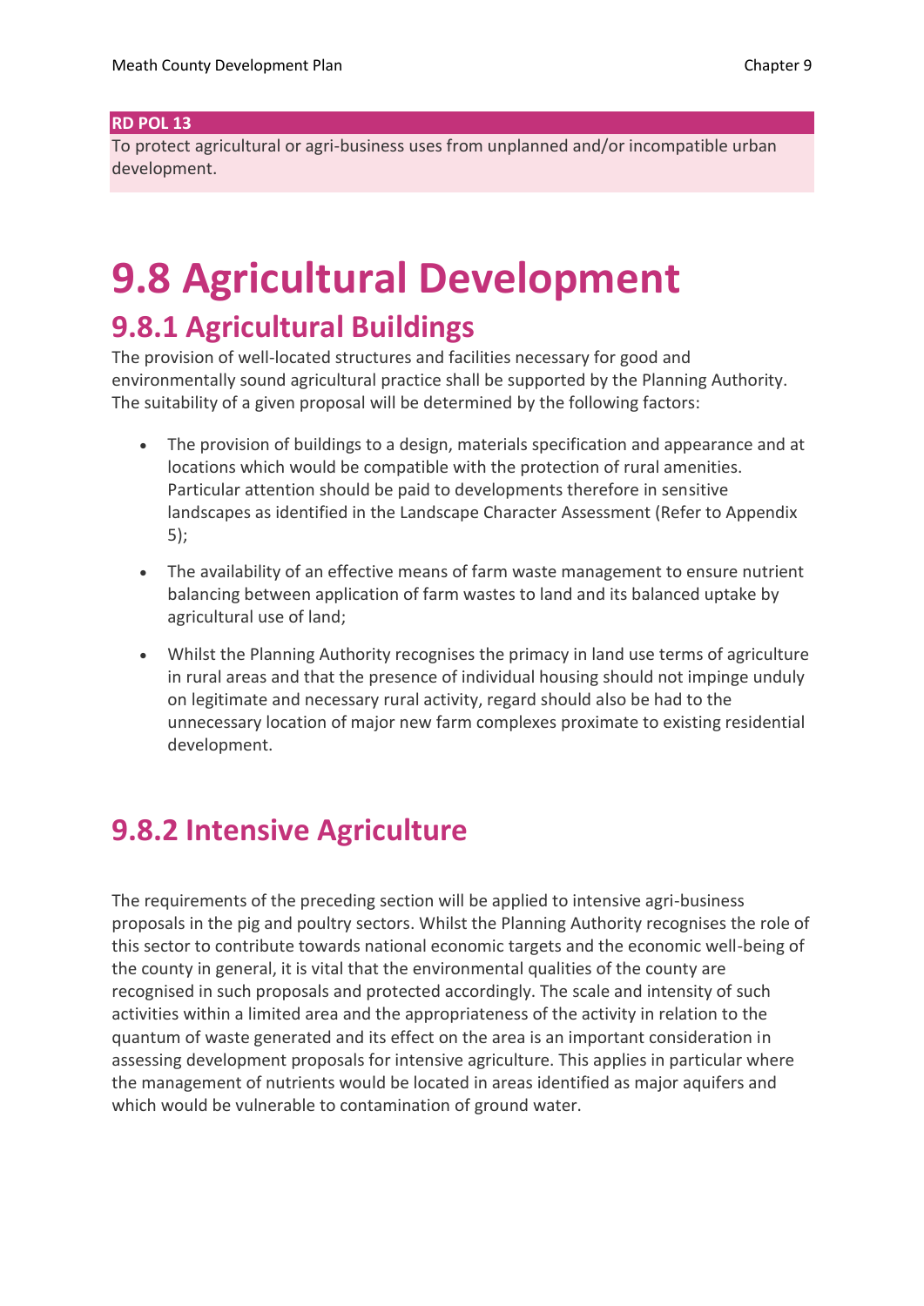**RD POL 13**

To protect agricultural or agri-business uses from unplanned and/or incompatible urban development.

# 9.8 Agricultural Development

## 9.8.1 Agricultural Buildings

The provision of well-located structures and facilities necessary for good and environmentally sound agricultural practice shall be supported by the Planning Authority. The suitability of a given proposal will be determined by the following factors:

- The provision of buildings to a design, materials specification and appearance and at locations which would be compatible with the protection of rural amenities. Particular attention should be paid to developments therefore in sensitive landscapes as identified in the Landscape Character Assessment (Refer to Appendix 5);
- The availability of an effective means of farm waste management to ensure nutrient balancing between application of farm wastes to land and its balanced uptake by agricultural use of land;
- Whilst the Planning Authority recognises the primacy in land use terms of agriculture in rural areas and that the presence of individual housing should not impinge unduly on legitimate and necessary rural activity, regard should also be had to the unnecessary location of major new farm complexes proximate to existing residential development.

## 9.8.2 Intensive Agriculture

The requirements of the preceding section will be applied to intensive agri-business proposals in the pig and poultry sectors. Whilst the Planning Authority recognises the role of this sector to contribute towards national economic targets and the economic well-being of the county in general, it is vital that the environmental qualities of the county are recognised in such proposals and protected accordingly. The scale and intensity of such activities within a limited area and the appropriateness of the activity in relation to the quantum of waste generated and its effect on the area is an important consideration in assessing development proposals for intensive agriculture. This applies in particular where the management of nutrients would be located in areas identified as major aquifers and which would be vulnerable to contamination of ground water.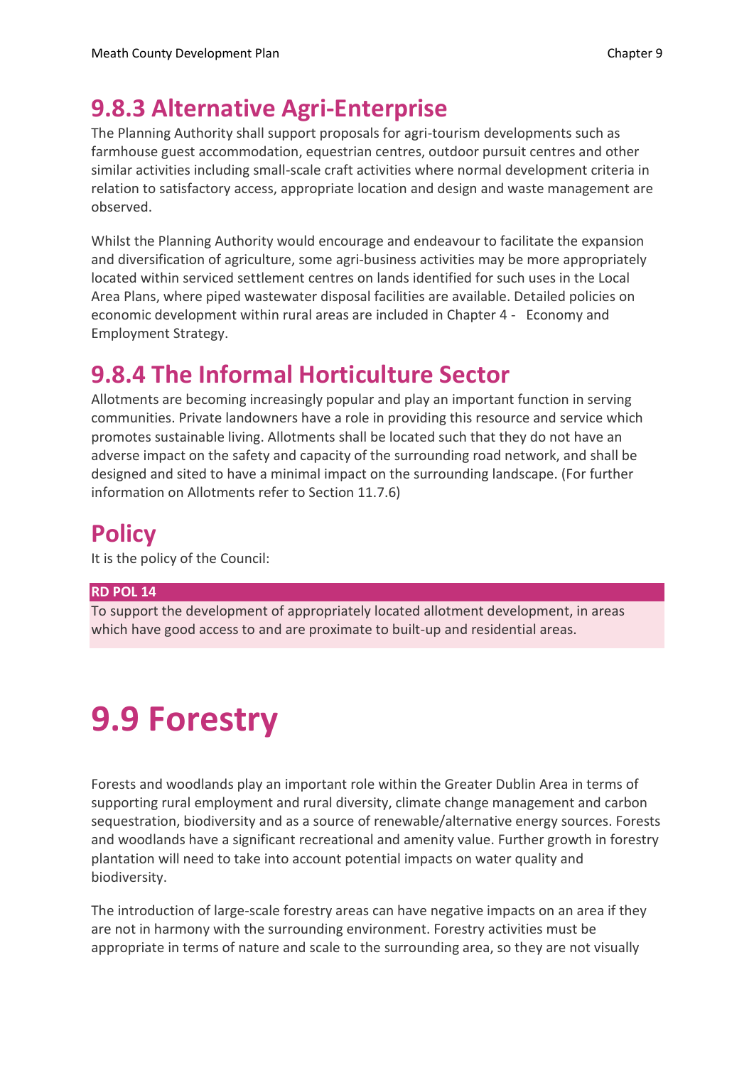## 9.8.3 Alternative Agri-Enterprise

The Planning Authority shall support proposals for agri-tourism developments such as farmhouse guest accommodation, equestrian centres, outdoor pursuit centres and other similar activities including small-scale craft activities where normal development criteria in relation to satisfactory access, appropriate location and design and waste management are observed.

Whilst the Planning Authority would encourage and endeavour to facilitate the expansion and diversification of agriculture, some agri-business activities may be more appropriately located within serviced settlement centres on lands identified for such uses in the Local Area Plans, where piped wastewater disposal facilities are available. Detailed policies on economic development within rural areas are included in Chapter 4 - Economy and Employment Strategy.

## 9.8.4 The Informal Horticulture Sector

Allotments are becoming increasingly popular and play an important function in serving communities. Private landowners have a role in providing this resource and service which promotes sustainable living. Allotments shall be located such that they do not have an adverse impact on the safety and capacity of the surrounding road network, and shall be designed and sited to have a minimal impact on the surrounding landscape. (For further information on Allotments refer to Section 11.7.6)

## Policy

It is the policy of the Council:

**RD POL 14**

To support the development of appropriately located allotment development, in areas which have good access to and are proximate to built-up and residential areas.

# 9.9 Forestry

Forests and woodlands play an important role within the Greater Dublin Area in terms of supporting rural employment and rural diversity, climate change management and carbon sequestration, biodiversity and as a source of renewable/alternative energy sources. Forests and woodlands have a significant recreational and amenity value. Further growth in forestry plantation will need to take into account potential impacts on water quality and biodiversity.

The introduction of large-scale forestry areas can have negative impacts on an area if they are not in harmony with the surrounding environment. Forestry activities must be appropriate in terms of nature and scale to the surrounding area, so they are not visually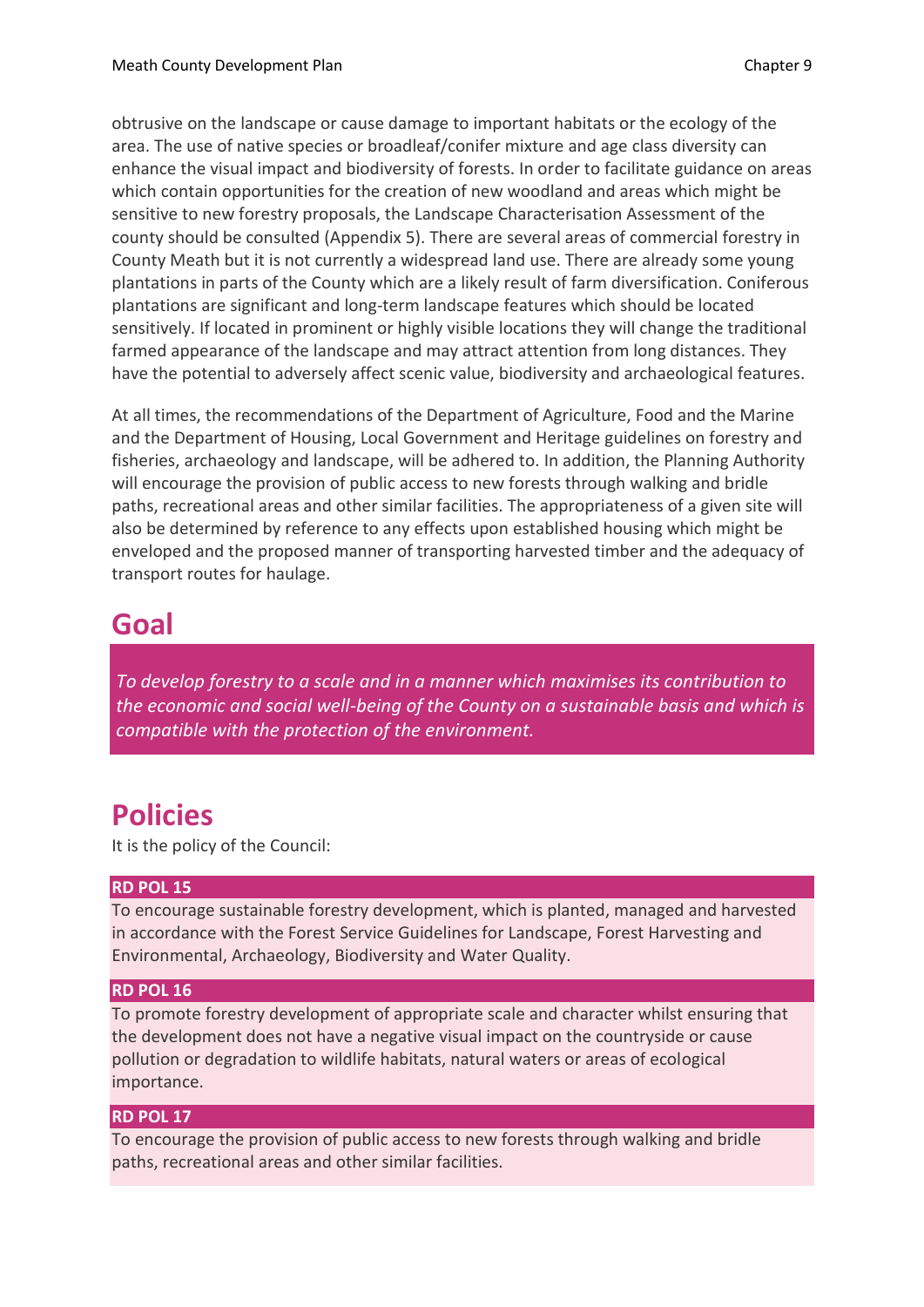obtrusive on the landscape or cause damage to important habitats or the ecology of the area. The use of native species or broadleaf/conifer mixture and age class diversity can enhance the visual impact and biodiversity of forests. In order to facilitate guidance on areas which contain opportunities for the creation of new woodland and areas which might be sensitive to new forestry proposals, the Landscape Characterisation Assessment of the county should be consulted (Appendix 5). There are several areas of commercial forestry in County Meath but it is not currently a widespread land use. There are already some young plantations in parts of the County which are a likely result of farm diversification. Coniferous plantations are significant and long-term landscape features which should be located sensitively. If located in prominent or highly visible locations they will change the traditional farmed appearance of the landscape and may attract attention from long distances. They have the potential to adversely affect scenic value, biodiversity and archaeological features.

At all times, the recommendations of the Department of Agriculture, Food and the Marine and the Department of Housing, Local Government and Heritage guidelines on forestry and fisheries, archaeology and landscape, will be adhered to. In addition, the Planning Authority will encourage the provision of public access to new forests through walking and bridle paths, recreational areas and other similar facilities. The appropriateness of a given site will also be determined by reference to any effects upon established housing which might be enveloped and the proposed manner of transporting harvested timber and the adequacy of transport routes for haulage.

# Goal

*To develop forestry to a scale and in a manner which maximises its contribution to the economic and social well-being of the County on a sustainable basis and which is compatible with the protection of the environment.*

# Policies

It is the policy of the Council:

**RD POL 15**

To encourage sustainable forestry development, which is planted, managed and harvested in accordance with the Forest Service Guidelines for Landscape, Forest Harvesting and Environmental, Archaeology, Biodiversity and Water Quality.

**RD POL 16**

To promote forestry development of appropriate scale and character whilst ensuring that the development does not have a negative visual impact on the countryside or cause pollution or degradation to wildlife habitats, natural waters or areas of ecological importance.

**RD POL 17**

To encourage the provision of public access to new forests through walking and bridle paths, recreational areas and other similar facilities.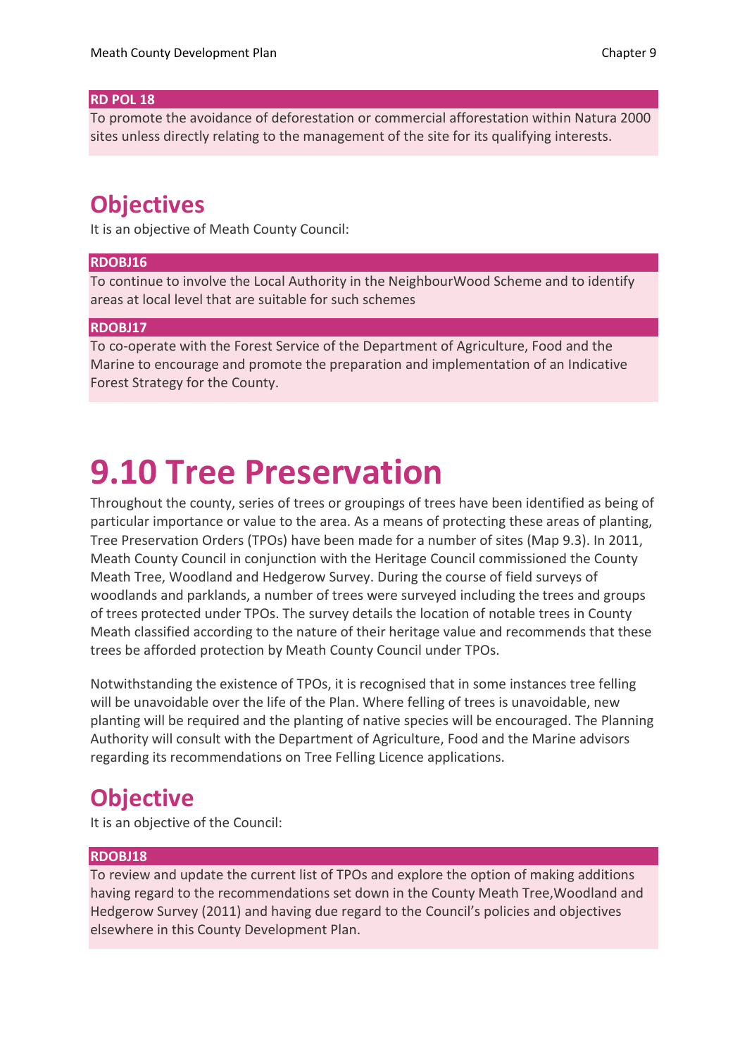**RD POL 18**

To promote the avoidance of deforestation or commercial afforestation within Natura 2000 sites unless directly relating to the management of the site for its qualifying interests.

## Objectives

It is an objective of Meath County Council:

**RDOBJ16**

To continue to involve the Local Authority in the NeighbourWood Scheme and to identify areas at local level that are suitable for such schemes

**RDOBJ17**

To co-operate with the Forest Service of the Department of Agriculture, Food and the Marine to encourage and promote the preparation and implementation of an Indicative Forest Strategy for the County.

# 9.10 Tree Preservation

Throughout the county, series of trees or groupings of trees have been identified as being of particular importance or value to the area. As a means of protecting these areas of planting, Tree Preservation Orders (TPOs) have been made for a number of sites (Map 9.3). In 2011, Meath County Council in conjunction with the Heritage Council commissioned the County Meath Tree, Woodland and Hedgerow Survey. During the course of field surveys of woodlands and parklands, a number of trees were surveyed including the trees and groups of trees protected under TPOs. The survey details the location of notable trees in County Meath classified according to the nature of their heritage value and recommends that these trees be afforded protection by Meath County Council under TPOs.

Notwithstanding the existence of TPOs, it is recognised that in some instances tree felling will be unavoidable over the life of the Plan. Where felling of trees is unavoidable, new planting will be required and the planting of native species will be encouraged. The Planning Authority will consult with the Department of Agriculture, Food and the Marine advisors regarding its recommendations on Tree Felling Licence applications.

## Objective

It is an objective of the Council:

**RDOBJ18**

To review and update the current list of TPOs and explore the option of making additions having regard to the recommendations set down in the County Meath Tree,Woodland and Hedgerow Survey (2011) and having due regard to the Council's policies and objectives elsewhere in this County Development Plan.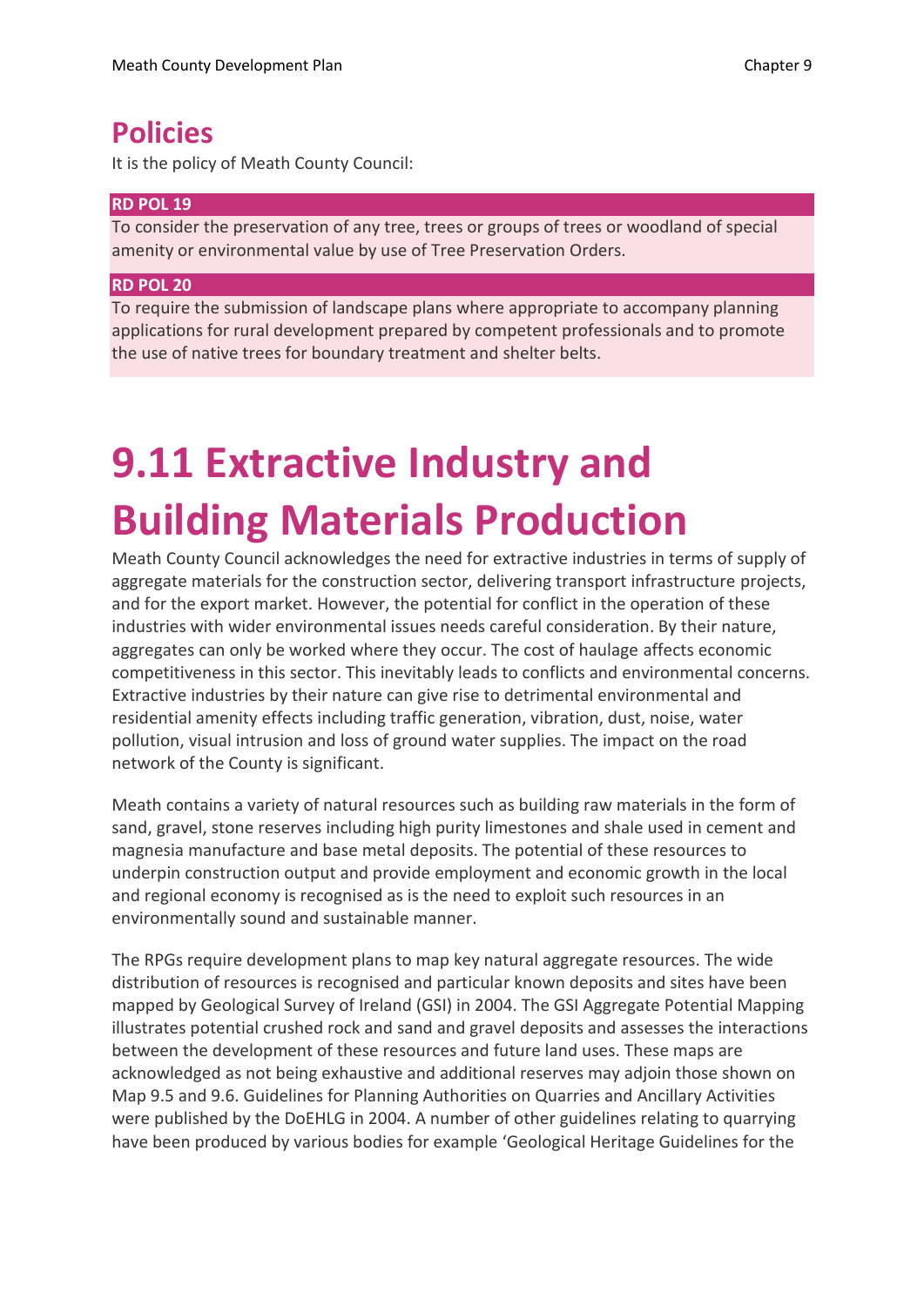## Policies

It is the policy of Meath County Council:

**RD POL 19**

To consider the preservation of any tree, trees or groups of trees or woodland of special amenity or environmental value by use of Tree Preservation Orders.

**RD POL 20**

To require the submission of landscape plans where appropriate to accompany planning applications for rural development prepared by competent professionals and to promote the use of native trees for boundary treatment and shelter belts.

# 9.11 Extractive Industry and Building Materials Production

Meath County Council acknowledges the need for extractive industries in terms of supply of aggregate materials for the construction sector, delivering transport infrastructure projects, and for the export market. However, the potential for conflict in the operation of these industries with wider environmental issues needs careful consideration. By their nature, aggregates can only be worked where they occur. The cost of haulage affects economic competitiveness in this sector. This inevitably leads to conflicts and environmental concerns. Extractive industries by their nature can give rise to detrimental environmental and residential amenity effects including traffic generation, vibration, dust, noise, water pollution, visual intrusion and loss of ground water supplies. The impact on the road network of the County is significant.

Meath contains a variety of natural resources such as building raw materials in the form of sand, gravel, stone reserves including high purity limestones and shale used in cement and magnesia manufacture and base metal deposits. The potential of these resources to underpin construction output and provide employment and economic growth in the local and regional economy is recognised as is the need to exploit such resources in an environmentally sound and sustainable manner.

The RPGs require development plans to map key natural aggregate resources. The wide distribution of resources is recognised and particular known deposits and sites have been mapped by Geological Survey of Ireland (GSI) in 2004. The GSI Aggregate Potential Mapping illustrates potential crushed rock and sand and gravel deposits and assesses the interactions between the development of these resources and future land uses. These maps are acknowledged as not being exhaustive and additional reserves may adjoin those shown on Map 9.5 and 9.6. Guidelines for Planning Authorities on Quarries and Ancillary Activities were published by the DoEHLG in 2004. A number of other guidelines relating to quarrying have been produced by various bodies for example 'Geological Heritage Guidelines for the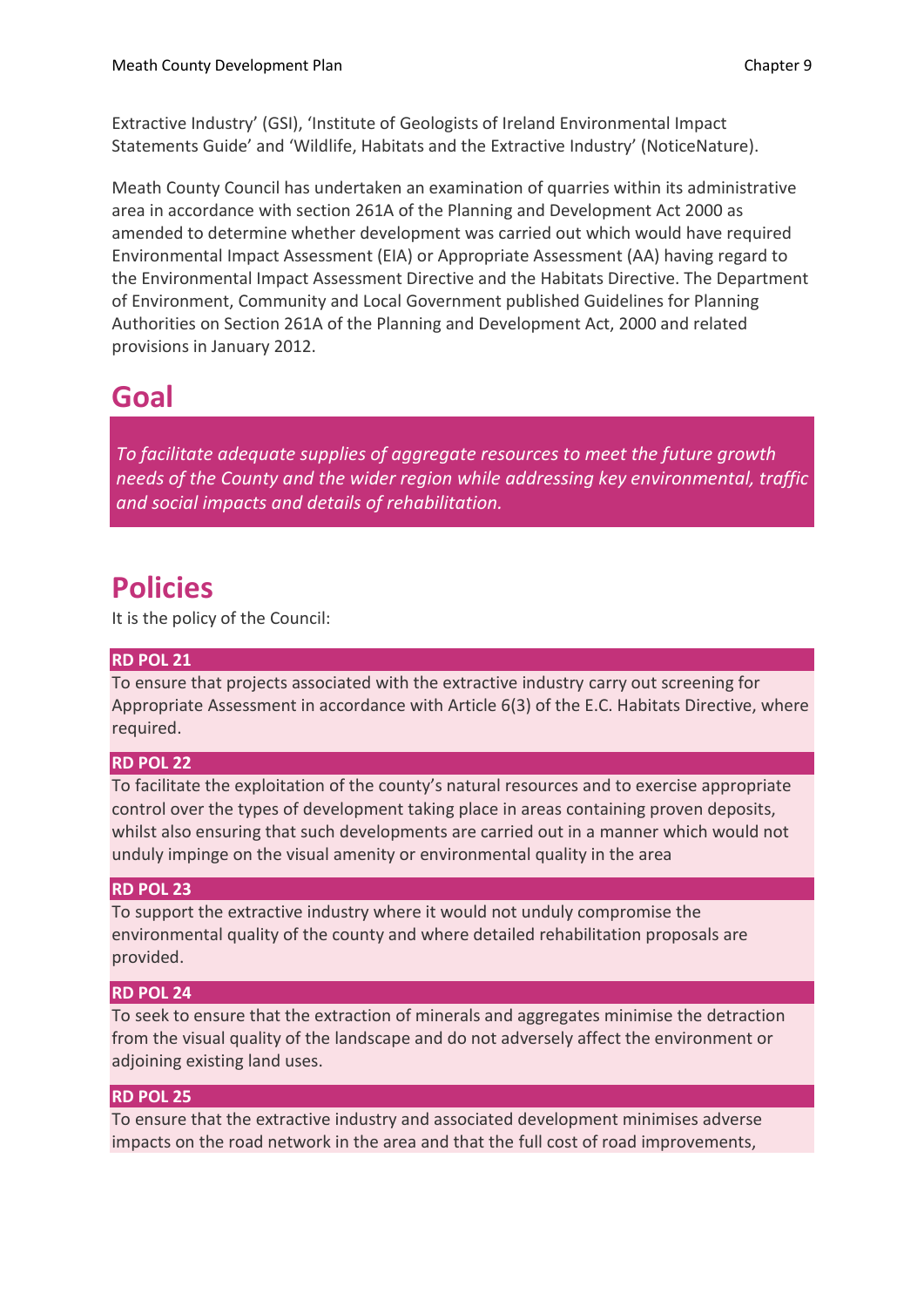Extractive Industry' (GSI), 'Institute of Geologists of Ireland Environmental Impact Statements Guide' and 'Wildlife, Habitats and the Extractive Industry' (NoticeNature).

Meath County Council has undertaken an examination of quarries within its administrative area in accordance with section 261A of the Planning and Development Act 2000 as amended to determine whether development was carried out which would have required Environmental Impact Assessment (EIA) or Appropriate Assessment (AA) having regard to the Environmental Impact Assessment Directive and the Habitats Directive. The Department of Environment, Community and Local Government published Guidelines for Planning Authorities on Section 261A of the Planning and Development Act, 2000 and related provisions in January 2012.

## Goal

*To facilitate adequate supplies of aggregate resources to meet the future growth needs of the County and the wider region while addressing key environmental, traffic and social impacts and details of rehabilitation.*

## Policies

It is the policy of the Council:

**RD POL 21**

To ensure that projects associated with the extractive industry carry out screening for Appropriate Assessment in accordance with Article 6(3) of the E.C. Habitats Directive, where required.

**RD POL 22**

To facilitate the exploitation of the county's natural resources and to exercise appropriate control over the types of development taking place in areas containing proven deposits, whilst also ensuring that such developments are carried out in a manner which would not unduly impinge on the visual amenity or environmental quality in the area

**RD POL 23**

To support the extractive industry where it would not unduly compromise the environmental quality of the county and where detailed rehabilitation proposals are provided.

**RD POL 24**

To seek to ensure that the extraction of minerals and aggregates minimise the detraction from the visual quality of the landscape and do not adversely affect the environment or adjoining existing land uses.

**RD POL 25**

To ensure that the extractive industry and associated development minimises adverse impacts on the road network in the area and that the full cost of road improvements,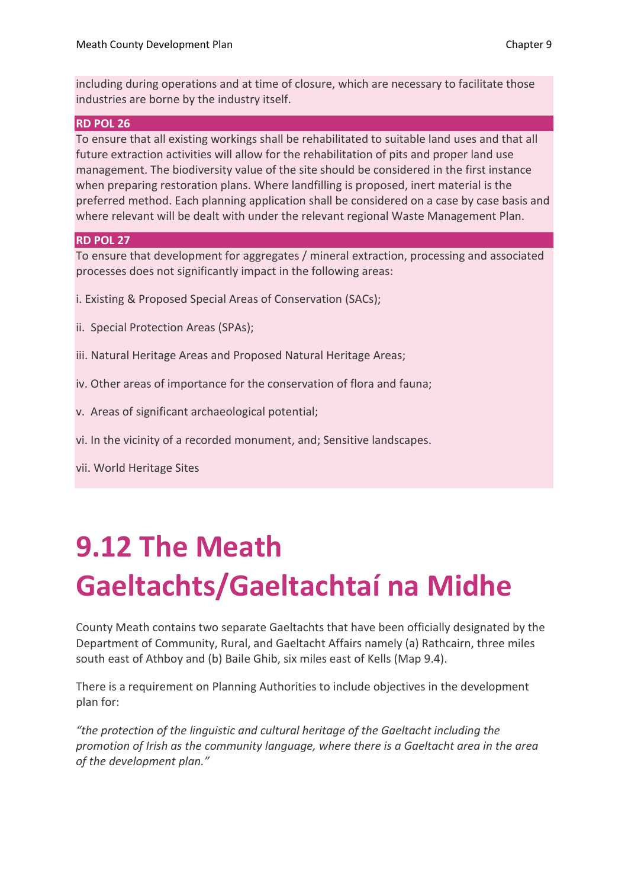including during operations and at time of closure, which are necessary to facilitate those industries are borne by the industry itself.

**RD POL 26**

To ensure that all existing workings shall be rehabilitated to suitable land uses and that all future extraction activities will allow for the rehabilitation of pits and proper land use management. The biodiversity value of the site should be considered in the first instance when preparing restoration plans. Where landfilling is proposed, inert material is the preferred method. Each planning application shall be considered on a case by case basis and where relevant will be dealt with under the relevant regional Waste Management Plan.

**RD POL 27**

To ensure that development for aggregates / mineral extraction, processing and associated processes does not significantly impact in the following areas:

i. Existing & Proposed Special Areas of Conservation (SACs);

ii. Special Protection Areas (SPAs);

iii. Natural Heritage Areas and Proposed Natural Heritage Areas;

iv. Other areas of importance for the conservation of flora and fauna;

v. Areas of significant archaeological potential;

vi. In the vicinity of a recorded monument, and; Sensitive landscapes.

vii. World Heritage Sites

# 9.12 The Meath Gaeltachts/Gaeltachtaí na Midhe

County Meath contains two separate Gaeltachts that have been officially designated by the Department of Community, Rural, and Gaeltacht Affairs namely (a) Rathcairn, three miles south east of Athboy and (b) Baile Ghib, six miles east of Kells (Map 9.4).

There is a requirement on Planning Authorities to include objectives in the development plan for:

*"the protection of the linguistic and cultural heritage of the Gaeltacht including the promotion of Irish as the community language, where there is a Gaeltacht area in the area of the development plan."*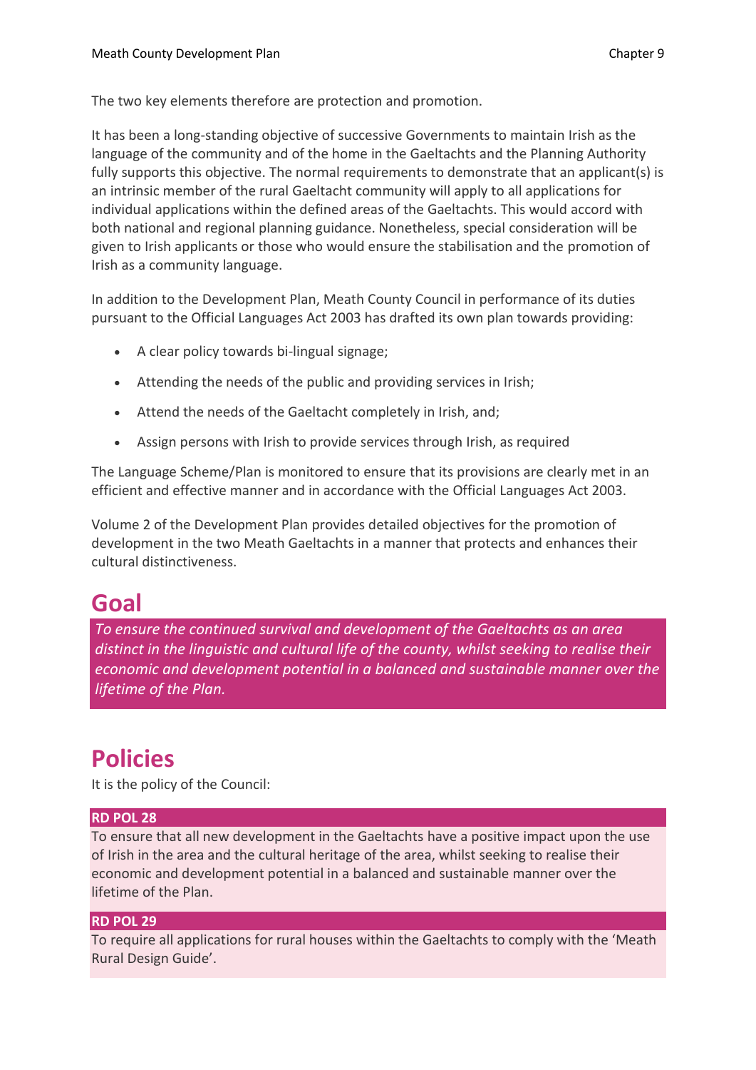The two key elements therefore are protection and promotion.

It has been a long-standing objective of successive Governments to maintain Irish as the language of the community and of the home in the Gaeltachts and the Planning Authority fully supports this objective. The normal requirements to demonstrate that an applicant(s) is an intrinsic member of the rural Gaeltacht community will apply to all applications for individual applications within the defined areas of the Gaeltachts. This would accord with both national and regional planning guidance. Nonetheless, special consideration will be given to Irish applicants or those who would ensure the stabilisation and the promotion of Irish as a community language.

In addition to the Development Plan, Meath County Council in performance of its duties pursuant to the Official Languages Act 2003 has drafted its own plan towards providing:

- A clear policy towards bi-lingual signage;
- Attending the needs of the public and providing services in Irish;
- Attend the needs of the Gaeltacht completely in Irish, and;
- Assign persons with Irish to provide services through Irish, as required

The Language Scheme/Plan is monitored to ensure that its provisions are clearly met in an efficient and effective manner and in accordance with the Official Languages Act 2003.

Volume 2 of the Development Plan provides detailed objectives for the promotion of development in the two Meath Gaeltachts in a manner that protects and enhances their cultural distinctiveness.

## Goal

*To ensure the continued survival and development of the Gaeltachts as an area distinct in the linguistic and cultural life of the county, whilst seeking to realise their economic and development potential in a balanced and sustainable manner over the lifetime of the Plan.*

## Policies

It is the policy of the Council:

**RD POL 28**

To ensure that all new development in the Gaeltachts have a positive impact upon the use of Irish in the area and the cultural heritage of the area, whilst seeking to realise their economic and development potential in a balanced and sustainable manner over the lifetime of the Plan.

**RD POL 29**

To require all applications for rural houses within the Gaeltachts to comply with the 'Meath Rural Design Guide'.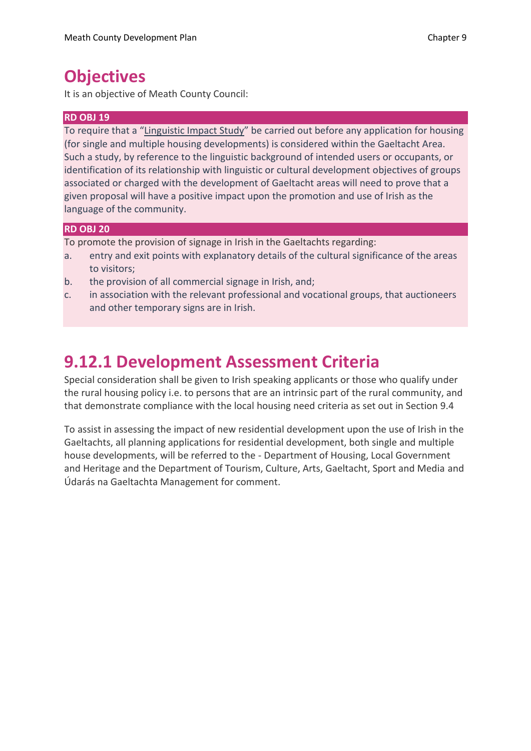## Objectives

It is an objective of Meath County Council:

**RD OBJ 19**

To require that a "Linguistic Impact Study" be carried out before any application for housing (for single and multiple housing developments) is considered within the Gaeltacht Area. Such a study, by reference to the linguistic background of intended users or occupants, or identification of its relationship with linguistic or cultural development objectives of groups associated or charged with the development of Gaeltacht areas will need to prove that a given proposal will have a positive impact upon the promotion and use of Irish as the language of the community.

**RD OBJ 20**

To promote the provision of signage in Irish in the Gaeltachts regarding:

a. entry and exit points with explanatory details of the cultural significance of the areas to visitors;
b. the provision of all commercial signage in Irish, and;
c. in association with the relevant professional and vocational groups, that auctioneers and other temporary signs are in Irish.

## 9.12.1 Development Assessment Criteria

Special consideration shall be given to Irish speaking applicants or those who qualify under the rural housing policy i.e. to persons that are an intrinsic part of the rural community, and that demonstrate compliance with the local housing need criteria as set out in Section 9.4

To assist in assessing the impact of new residential development upon the use of Irish in the Gaeltachts, all planning applications for residential development, both single and multiple house developments, will be referred to the - Department of Housing, Local Government and Heritage and the Department of Tourism, Culture, Arts, Gaeltacht, Sport and Media and Údarás na Gaeltachta Management for comment.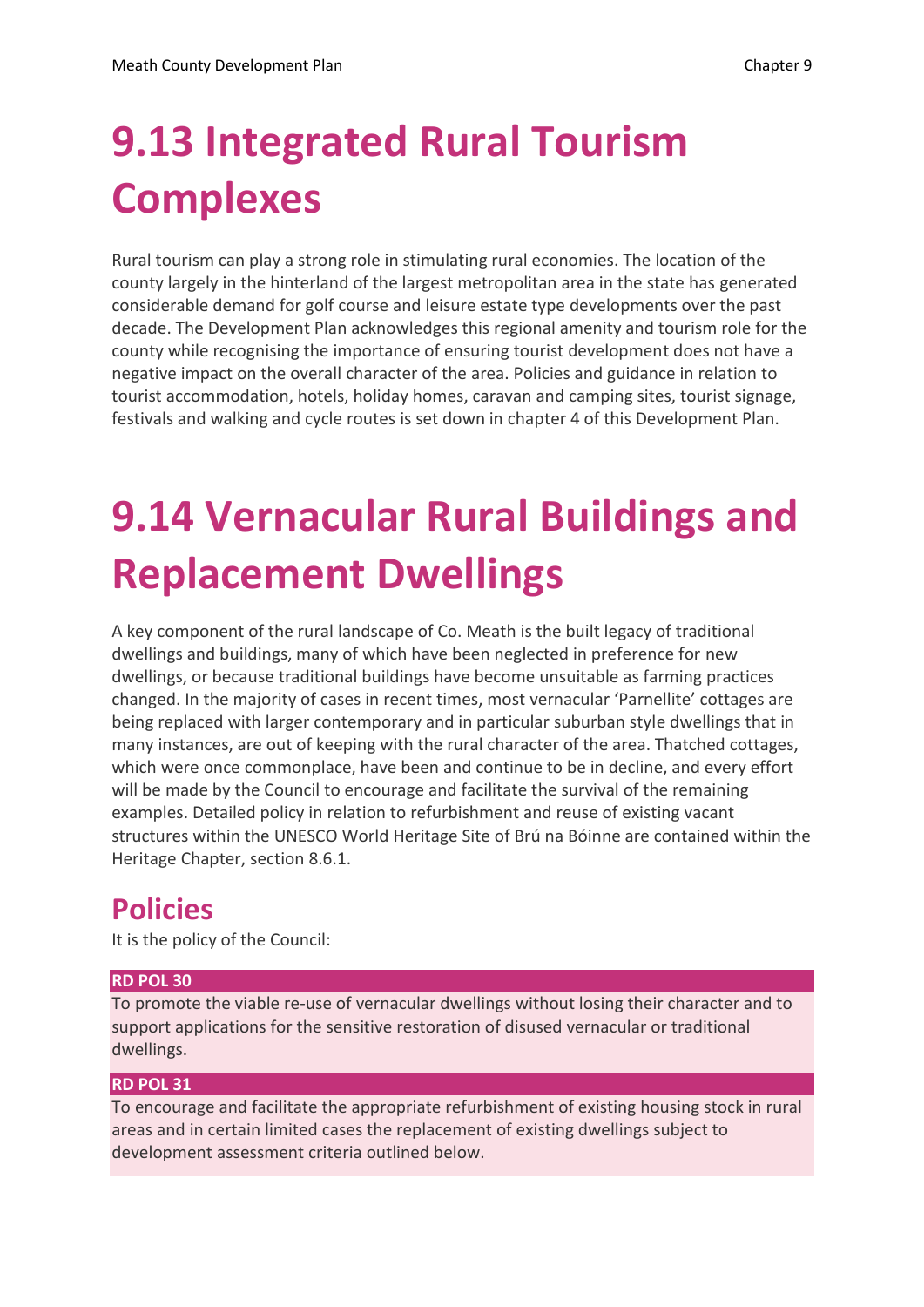# 9.13 Integrated Rural Tourism Complexes

Rural tourism can play a strong role in stimulating rural economies. The location of the county largely in the hinterland of the largest metropolitan area in the state has generated considerable demand for golf course and leisure estate type developments over the past decade. The Development Plan acknowledges this regional amenity and tourism role for the county while recognising the importance of ensuring tourist development does not have a negative impact on the overall character of the area. Policies and guidance in relation to tourist accommodation, hotels, holiday homes, caravan and camping sites, tourist signage, festivals and walking and cycle routes is set down in chapter 4 of this Development Plan.

# 9.14 Vernacular Rural Buildings and Replacement Dwellings

A key component of the rural landscape of Co. Meath is the built legacy of traditional dwellings and buildings, many of which have been neglected in preference for new dwellings, or because traditional buildings have become unsuitable as farming practices changed. In the majority of cases in recent times, most vernacular 'Parnellite' cottages are being replaced with larger contemporary and in particular suburban style dwellings that in many instances, are out of keeping with the rural character of the area. Thatched cottages, which were once commonplace, have been and continue to be in decline, and every effort will be made by the Council to encourage and facilitate the survival of the remaining examples. Detailed policy in relation to refurbishment and reuse of existing vacant structures within the UNESCO World Heritage Site of Brú na Bóinne are contained within the Heritage Chapter, section 8.6.1.

## Policies

It is the policy of the Council:

**RD POL 30**

To promote the viable re-use of vernacular dwellings without losing their character and to support applications for the sensitive restoration of disused vernacular or traditional dwellings.

**RD POL 31**

To encourage and facilitate the appropriate refurbishment of existing housing stock in rural areas and in certain limited cases the replacement of existing dwellings subject to development assessment criteria outlined below.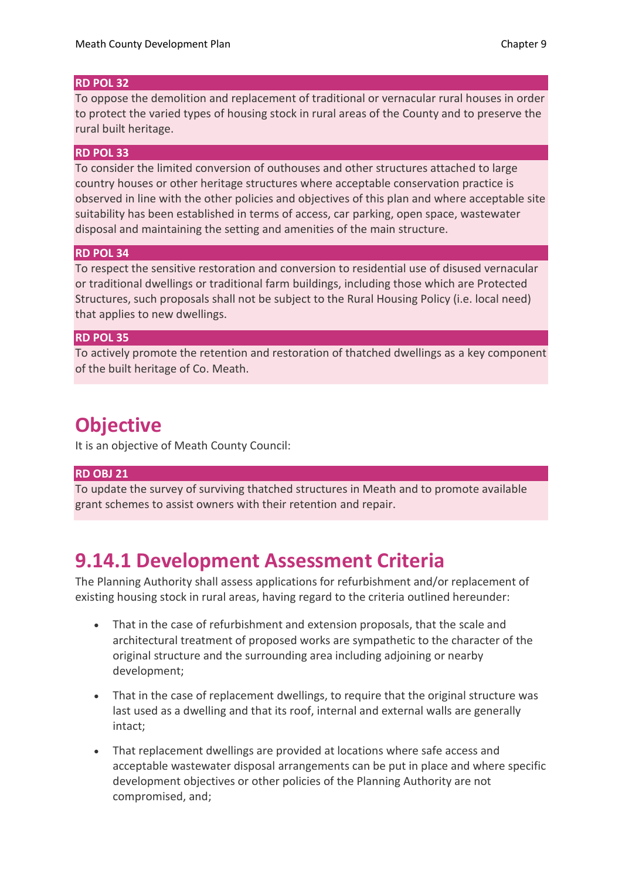**RD POL 32**

To oppose the demolition and replacement of traditional or vernacular rural houses in order to protect the varied types of housing stock in rural areas of the County and to preserve the rural built heritage.

**RD POL 33**

To consider the limited conversion of outhouses and other structures attached to large country houses or other heritage structures where acceptable conservation practice is observed in line with the other policies and objectives of this plan and where acceptable site suitability has been established in terms of access, car parking, open space, wastewater disposal and maintaining the setting and amenities of the main structure.

**RD POL 34**

To respect the sensitive restoration and conversion to residential use of disused vernacular or traditional dwellings or traditional farm buildings, including those which are Protected Structures, such proposals shall not be subject to the Rural Housing Policy (i.e. local need) that applies to new dwellings.

**RD POL 35**

To actively promote the retention and restoration of thatched dwellings as a key component of the built heritage of Co. Meath.

## Objective

It is an objective of Meath County Council:

**RD OBJ 21**

To update the survey of surviving thatched structures in Meath and to promote available grant schemes to assist owners with their retention and repair.

## 9.14.1 Development Assessment Criteria

The Planning Authority shall assess applications for refurbishment and/or replacement of existing housing stock in rural areas, having regard to the criteria outlined hereunder:

- That in the case of refurbishment and extension proposals, that the scale and architectural treatment of proposed works are sympathetic to the character of the original structure and the surrounding area including adjoining or nearby development;
- That in the case of replacement dwellings, to require that the original structure was last used as a dwelling and that its roof, internal and external walls are generally intact;
- That replacement dwellings are provided at locations where safe access and acceptable wastewater disposal arrangements can be put in place and where specific development objectives or other policies of the Planning Authority are not compromised, and;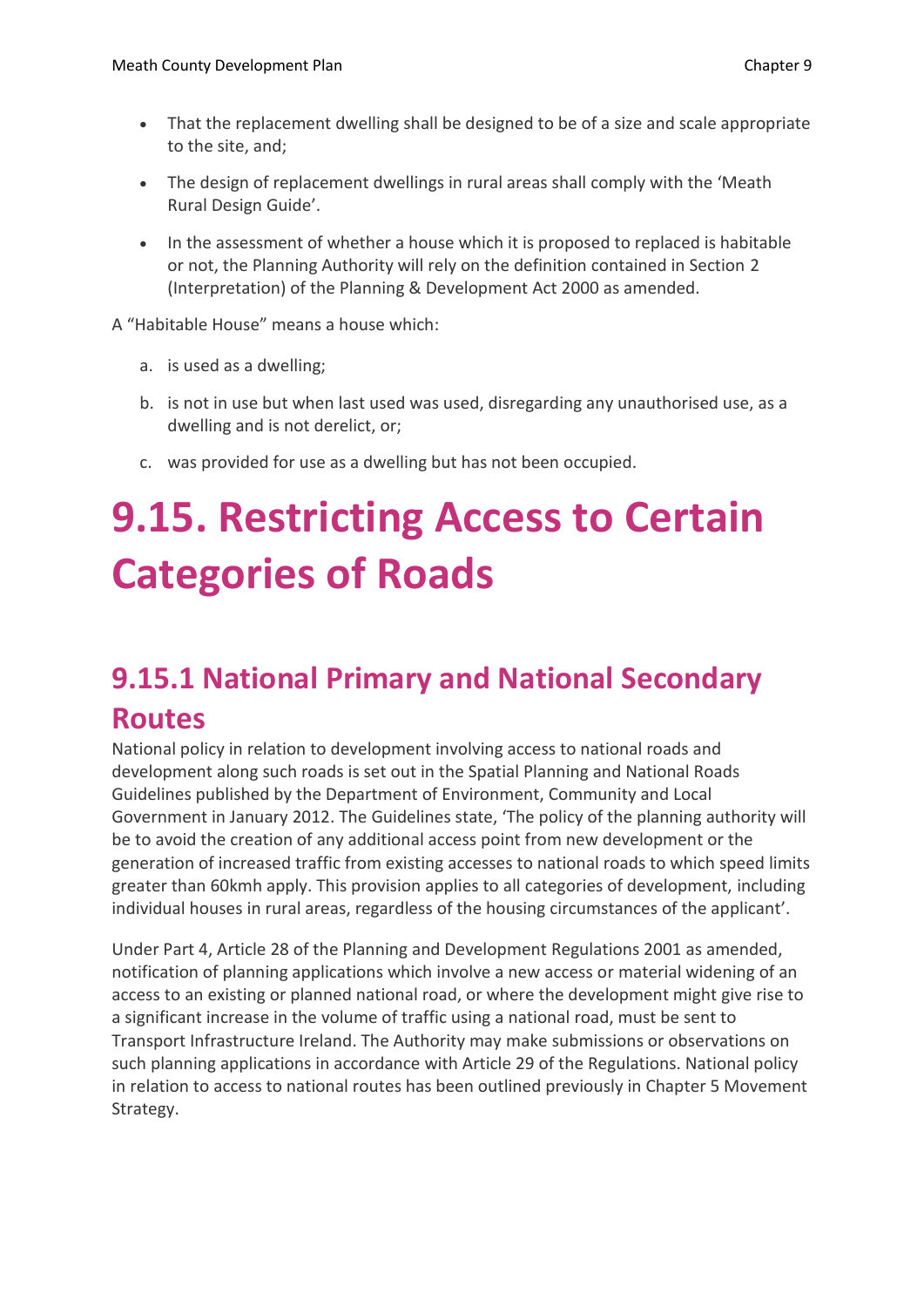- That the replacement dwelling shall be designed to be of a size and scale appropriate to the site, and;
- The design of replacement dwellings in rural areas shall comply with the 'Meath Rural Design Guide'.
- In the assessment of whether a house which it is proposed to replaced is habitable or not, the Planning Authority will rely on the definition contained in Section 2 (Interpretation) of the Planning & Development Act 2000 as amended.

A "Habitable House" means a house which:

a. is used as a dwelling;
b. is not in use but when last used was used, disregarding any unauthorised use, as a dwelling and is not derelict, or;
c. was provided for use as a dwelling but has not been occupied.

# 9.15. Restricting Access to Certain Categories of Roads

## 9.15.1 National Primary and National Secondary Routes

National policy in relation to development involving access to national roads and development along such roads is set out in the Spatial Planning and National Roads Guidelines published by the Department of Environment, Community and Local Government in January 2012. The Guidelines state, 'The policy of the planning authority will be to avoid the creation of any additional access point from new development or the generation of increased traffic from existing accesses to national roads to which speed limits greater than 60kmh apply. This provision applies to all categories of development, including individual houses in rural areas, regardless of the housing circumstances of the applicant'.

Under Part 4, Article 28 of the Planning and Development Regulations 2001 as amended, notification of planning applications which involve a new access or material widening of an access to an existing or planned national road, or where the development might give rise to a significant increase in the volume of traffic using a national road, must be sent to Transport Infrastructure Ireland. The Authority may make submissions or observations on such planning applications in accordance with Article 29 of the Regulations. National policy in relation to access to national routes has been outlined previously in Chapter 5 Movement Strategy.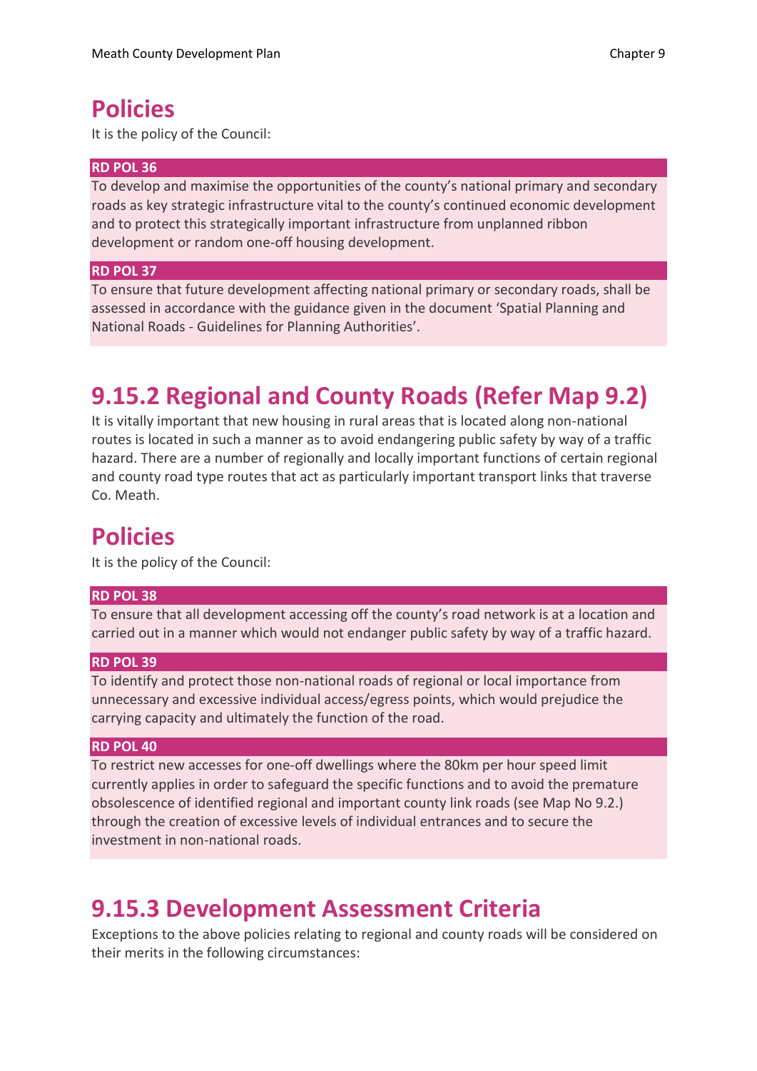## Policies

It is the policy of the Council:

**RD POL 36**

To develop and maximise the opportunities of the county's national primary and secondary roads as key strategic infrastructure vital to the county's continued economic development and to protect this strategically important infrastructure from unplanned ribbon development or random one-off housing development.

**RD POL 37**

To ensure that future development affecting national primary or secondary roads, shall be assessed in accordance with the guidance given in the document 'Spatial Planning and National Roads - Guidelines for Planning Authorities'.

# 9.15.2 Regional and County Roads (Refer Map 9.2)

It is vitally important that new housing in rural areas that is located along non-national routes is located in such a manner as to avoid endangering public safety by way of a traffic hazard. There are a number of regionally and locally important functions of certain regional and county road type routes that act as particularly important transport links that traverse Co. Meath.

## Policies

It is the policy of the Council:

**RD POL 38**

To ensure that all development accessing off the county's road network is at a location and carried out in a manner which would not endanger public safety by way of a traffic hazard.

**RD POL 39**

To identify and protect those non-national roads of regional or local importance from unnecessary and excessive individual access/egress points, which would prejudice the carrying capacity and ultimately the function of the road.

**RD POL 40**

To restrict new accesses for one-off dwellings where the 80km per hour speed limit currently applies in order to safeguard the specific functions and to avoid the premature obsolescence of identified regional and important county link roads (see Map No 9.2.) through the creation of excessive levels of individual entrances and to secure the investment in non-national roads.

# 9.15.3 Development Assessment Criteria

Exceptions to the above policies relating to regional and county roads will be considered on their merits in the following circumstances: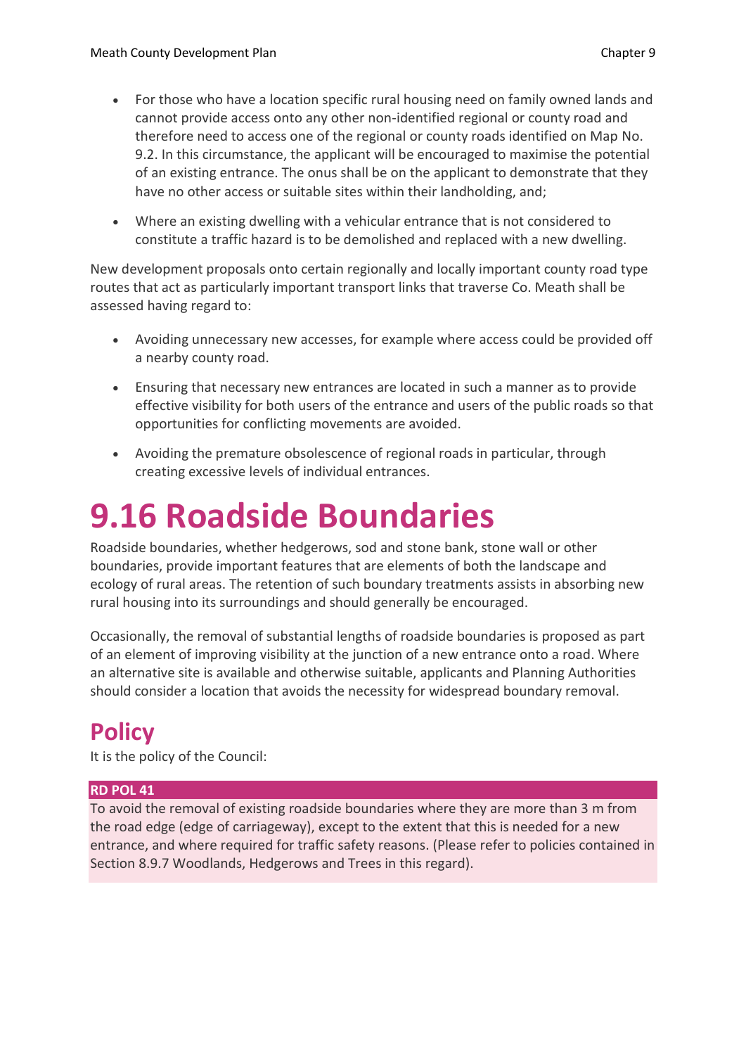- For those who have a location specific rural housing need on family owned lands and cannot provide access onto any other non-identified regional or county road and therefore need to access one of the regional or county roads identified on Map No. 9.2. In this circumstance, the applicant will be encouraged to maximise the potential of an existing entrance. The onus shall be on the applicant to demonstrate that they have no other access or suitable sites within their landholding, and;
- Where an existing dwelling with a vehicular entrance that is not considered to constitute a traffic hazard is to be demolished and replaced with a new dwelling.

New development proposals onto certain regionally and locally important county road type routes that act as particularly important transport links that traverse Co. Meath shall be assessed having regard to:

- Avoiding unnecessary new accesses, for example where access could be provided off a nearby county road.
- Ensuring that necessary new entrances are located in such a manner as to provide effective visibility for both users of the entrance and users of the public roads so that opportunities for conflicting movements are avoided.
- Avoiding the premature obsolescence of regional roads in particular, through creating excessive levels of individual entrances.

# 9.16 Roadside Boundaries

Roadside boundaries, whether hedgerows, sod and stone bank, stone wall or other boundaries, provide important features that are elements of both the landscape and ecology of rural areas. The retention of such boundary treatments assists in absorbing new rural housing into its surroundings and should generally be encouraged.

Occasionally, the removal of substantial lengths of roadside boundaries is proposed as part of an element of improving visibility at the junction of a new entrance onto a road. Where an alternative site is available and otherwise suitable, applicants and Planning Authorities should consider a location that avoids the necessity for widespread boundary removal.

## Policy

It is the policy of the Council:

**RD POL 41**

To avoid the removal of existing roadside boundaries where they are more than 3 m from the road edge (edge of carriageway), except to the extent that this is needed for a new entrance, and where required for traffic safety reasons. (Please refer to policies contained in Section 8.9.7 Woodlands, Hedgerows and Trees in this regard).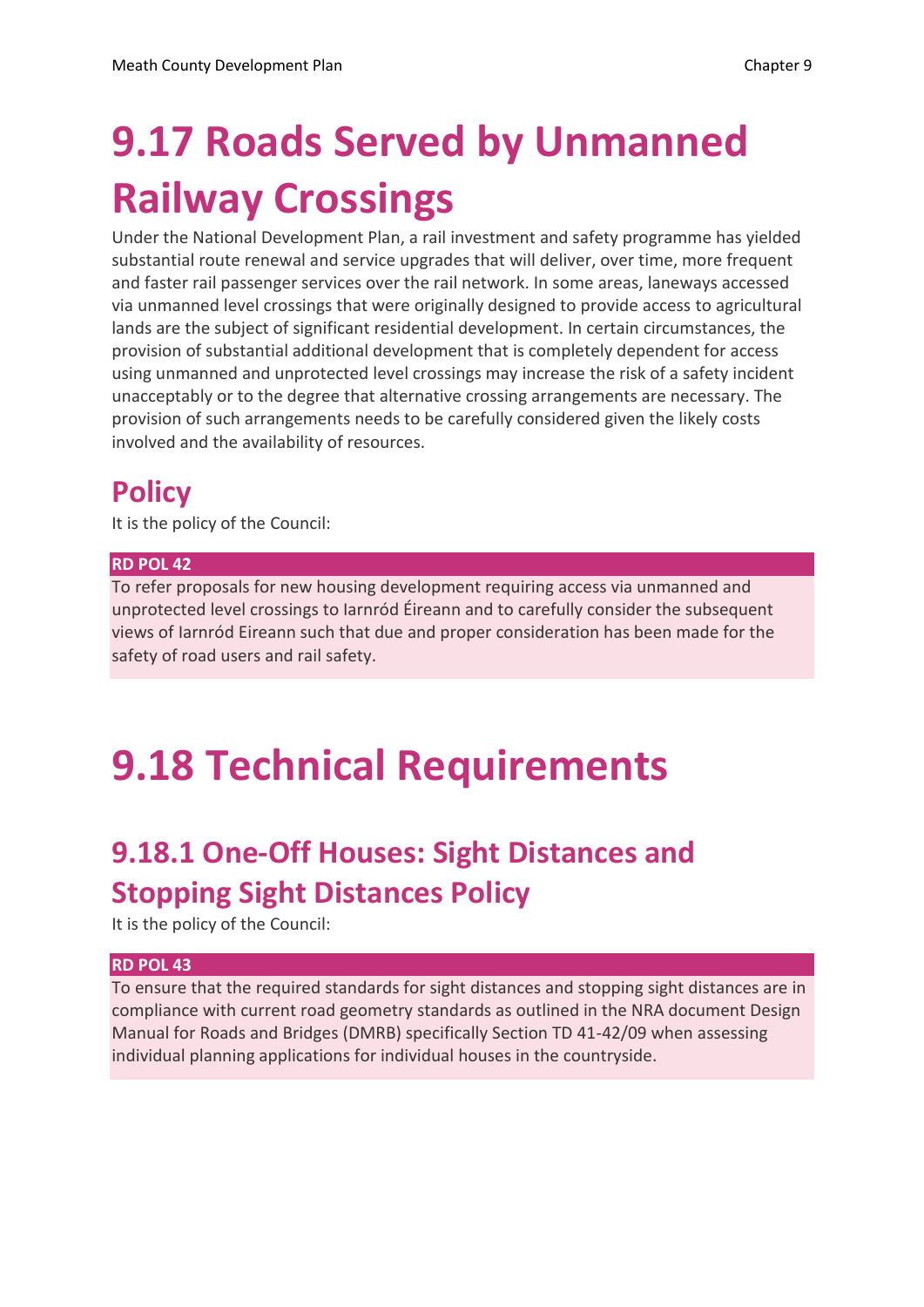# 9.17 Roads Served by Unmanned Railway Crossings

Under the National Development Plan, a rail investment and safety programme has yielded substantial route renewal and service upgrades that will deliver, over time, more frequent and faster rail passenger services over the rail network. In some areas, laneways accessed via unmanned level crossings that were originally designed to provide access to agricultural lands are the subject of significant residential development. In certain circumstances, the provision of substantial additional development that is completely dependent for access using unmanned and unprotected level crossings may increase the risk of a safety incident unacceptably or to the degree that alternative crossing arrangements are necessary. The provision of such arrangements needs to be carefully considered given the likely costs involved and the availability of resources.

## Policy

It is the policy of the Council:

**RD POL 42**

To refer proposals for new housing development requiring access via unmanned and unprotected level crossings to Iarnród Éireann and to carefully consider the subsequent views of Iarnród Eireann such that due and proper consideration has been made for the safety of road users and rail safety.

# 9.18 Technical Requirements

## 9.18.1 One-Off Houses: Sight Distances and Stopping Sight Distances Policy

It is the policy of the Council:

**RD POL 43**

To ensure that the required standards for sight distances and stopping sight distances are in compliance with current road geometry standards as outlined in the NRA document Design Manual for Roads and Bridges (DMRB) specifically Section TD 41-42/09 when assessing individual planning applications for individual houses in the countryside.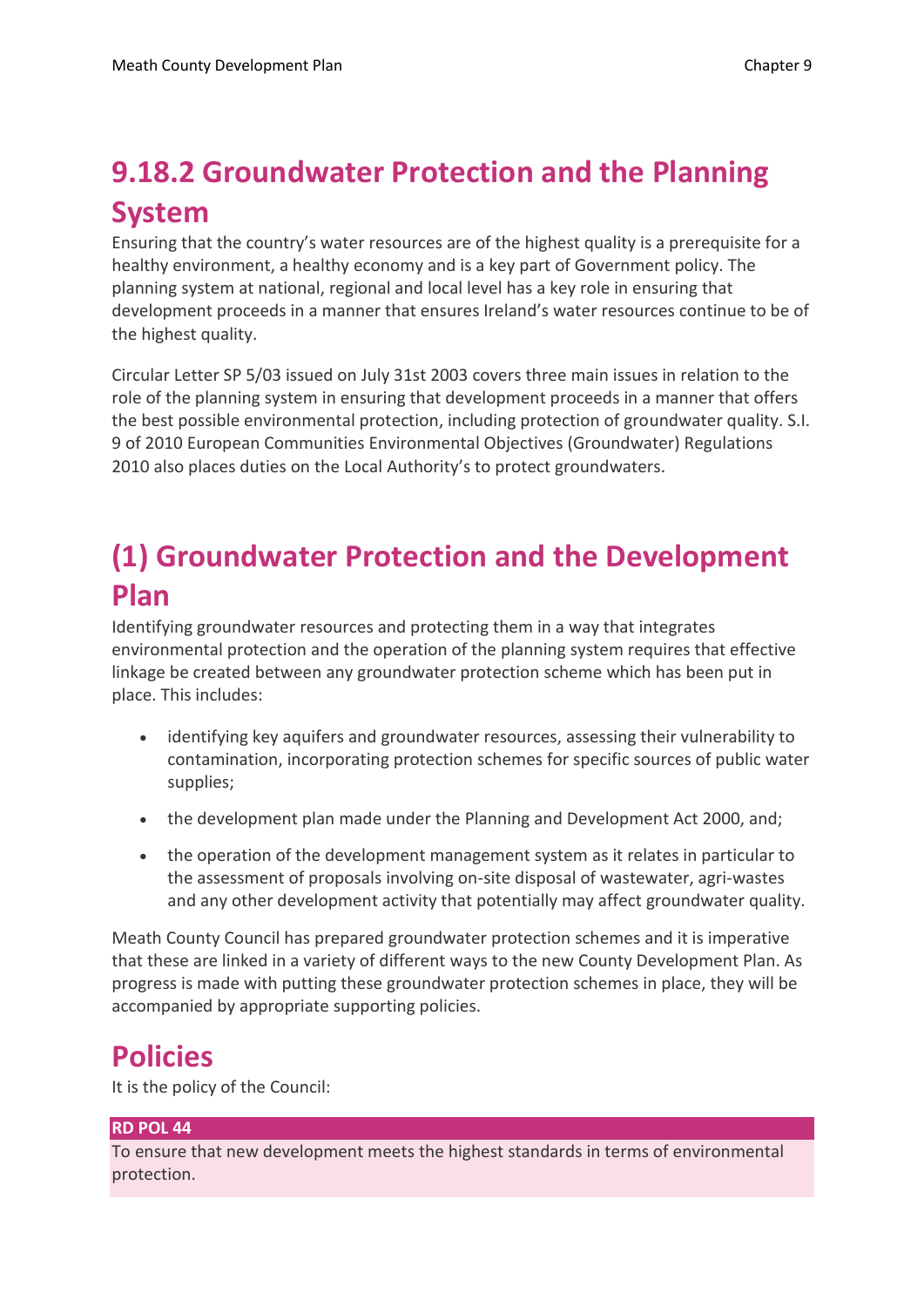## 9.18.2 Groundwater Protection and the Planning System

Ensuring that the country's water resources are of the highest quality is a prerequisite for a healthy environment, a healthy economy and is a key part of Government policy. The planning system at national, regional and local level has a key role in ensuring that development proceeds in a manner that ensures Ireland's water resources continue to be of the highest quality.

Circular Letter SP 5/03 issued on July 31st 2003 covers three main issues in relation to the role of the planning system in ensuring that development proceeds in a manner that offers the best possible environmental protection, including protection of groundwater quality. S.I. 9 of 2010 European Communities Environmental Objectives (Groundwater) Regulations 2010 also places duties on the Local Authority's to protect groundwaters.

## (1) Groundwater Protection and the Development Plan

Identifying groundwater resources and protecting them in a way that integrates environmental protection and the operation of the planning system requires that effective linkage be created between any groundwater protection scheme which has been put in place. This includes:

- identifying key aquifers and groundwater resources, assessing their vulnerability to contamination, incorporating protection schemes for specific sources of public water supplies;
- the development plan made under the Planning and Development Act 2000, and;
- the operation of the development management system as it relates in particular to the assessment of proposals involving on-site disposal of wastewater, agri-wastes and any other development activity that potentially may affect groundwater quality.

Meath County Council has prepared groundwater protection schemes and it is imperative that these are linked in a variety of different ways to the new County Development Plan. As progress is made with putting these groundwater protection schemes in place, they will be accompanied by appropriate supporting policies.

## Policies

It is the policy of the Council:

**RD POL 44**

To ensure that new development meets the highest standards in terms of environmental protection.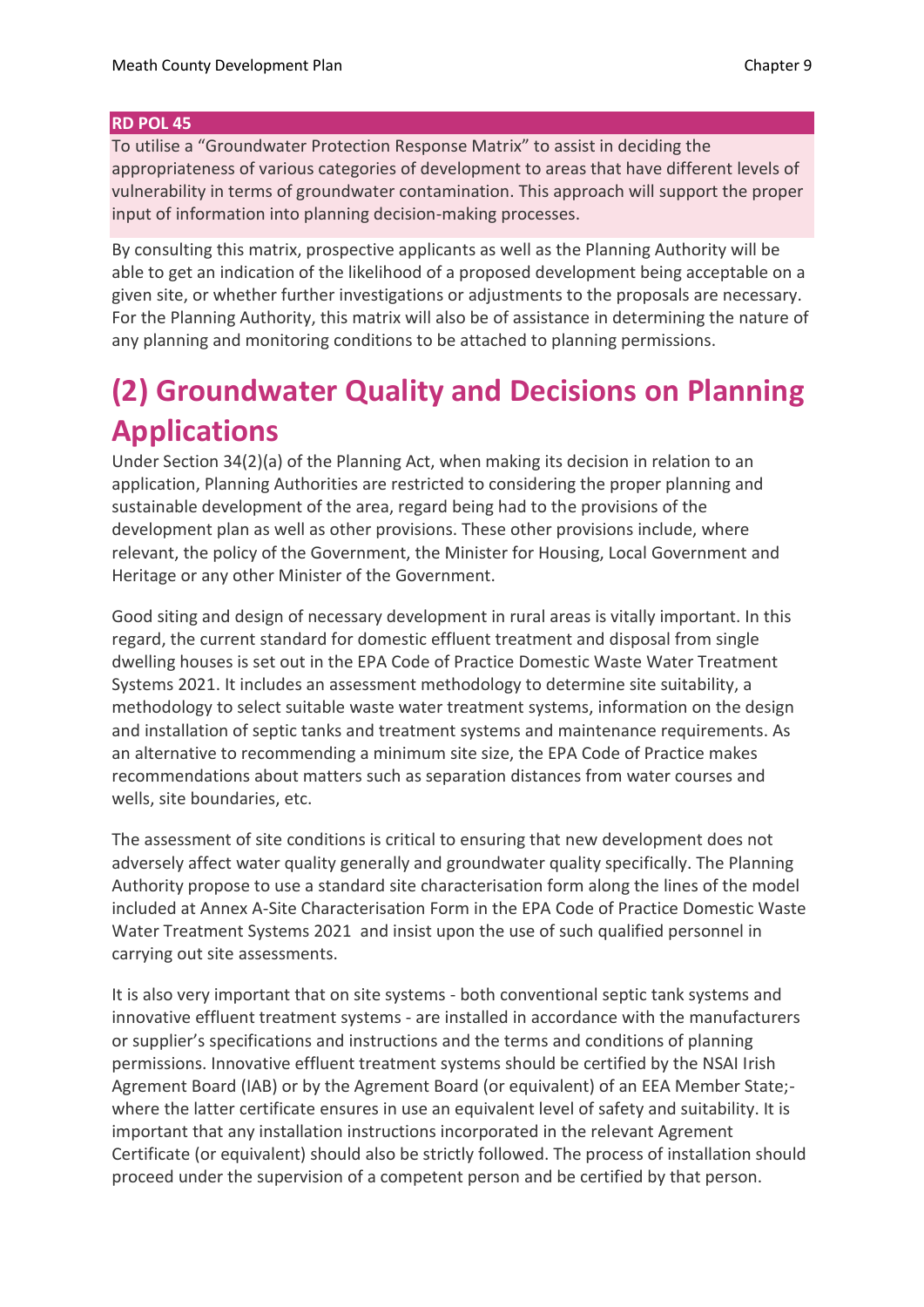**RD POL 45**

To utilise a "Groundwater Protection Response Matrix" to assist in deciding the appropriateness of various categories of development to areas that have different levels of vulnerability in terms of groundwater contamination. This approach will support the proper input of information into planning decision-making processes.

By consulting this matrix, prospective applicants as well as the Planning Authority will be able to get an indication of the likelihood of a proposed development being acceptable on a given site, or whether further investigations or adjustments to the proposals are necessary. For the Planning Authority, this matrix will also be of assistance in determining the nature of any planning and monitoring conditions to be attached to planning permissions.

# (2) Groundwater Quality and Decisions on Planning Applications

Under Section 34(2)(a) of the Planning Act, when making its decision in relation to an application, Planning Authorities are restricted to considering the proper planning and sustainable development of the area, regard being had to the provisions of the development plan as well as other provisions. These other provisions include, where relevant, the policy of the Government, the Minister for Housing, Local Government and Heritage or any other Minister of the Government.

Good siting and design of necessary development in rural areas is vitally important. In this regard, the current standard for domestic effluent treatment and disposal from single dwelling houses is set out in the EPA Code of Practice Domestic Waste Water Treatment Systems 2021. It includes an assessment methodology to determine site suitability, a methodology to select suitable waste water treatment systems, information on the design and installation of septic tanks and treatment systems and maintenance requirements. As an alternative to recommending a minimum site size, the EPA Code of Practice makes recommendations about matters such as separation distances from water courses and wells, site boundaries, etc.

The assessment of site conditions is critical to ensuring that new development does not adversely affect water quality generally and groundwater quality specifically. The Planning Authority propose to use a standard site characterisation form along the lines of the model included at Annex A-Site Characterisation Form in the EPA Code of Practice Domestic Waste Water Treatment Systems 2021 and insist upon the use of such qualified personnel in carrying out site assessments.

It is also very important that on site systems - both conventional septic tank systems and innovative effluent treatment systems - are installed in accordance with the manufacturers or supplier's specifications and instructions and the terms and conditions of planning permissions. Innovative effluent treatment systems should be certified by the NSAI Irish Agrement Board (IAB) or by the Agrement Board (or equivalent) of an EEA Member State;- where the latter certificate ensures in use an equivalent level of safety and suitability. It is important that any installation instructions incorporated in the relevant Agrement Certificate (or equivalent) should also be strictly followed. The process of installation should proceed under the supervision of a competent person and be certified by that person.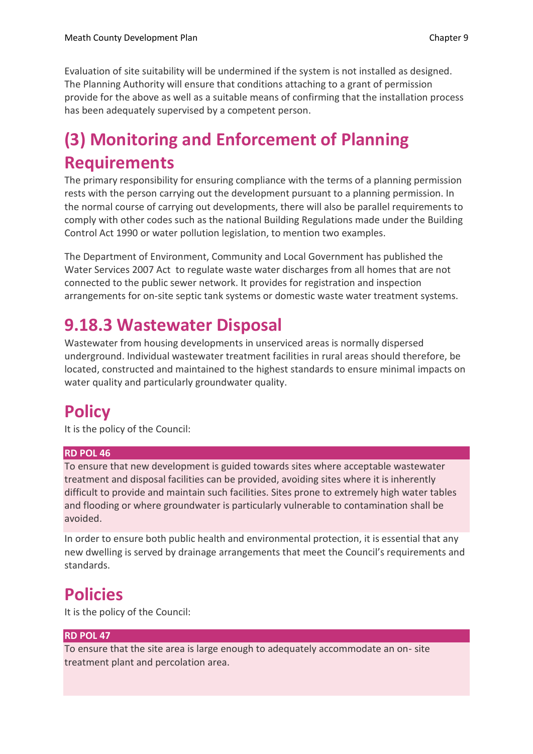Evaluation of site suitability will be undermined if the system is not installed as designed. The Planning Authority will ensure that conditions attaching to a grant of permission provide for the above as well as a suitable means of confirming that the installation process has been adequately supervised by a competent person.

## (3) Monitoring and Enforcement of Planning Requirements

The primary responsibility for ensuring compliance with the terms of a planning permission rests with the person carrying out the development pursuant to a planning permission. In the normal course of carrying out developments, there will also be parallel requirements to comply with other codes such as the national Building Regulations made under the Building Control Act 1990 or water pollution legislation, to mention two examples.

The Department of Environment, Community and Local Government has published the Water Services 2007 Act  to regulate waste water discharges from all homes that are not connected to the public sewer network. It provides for registration and inspection arrangements for on-site septic tank systems or domestic waste water treatment systems.

## 9.18.3 Wastewater Disposal

Wastewater from housing developments in unserviced areas is normally dispersed underground. Individual wastewater treatment facilities in rural areas should therefore, be located, constructed and maintained to the highest standards to ensure minimal impacts on water quality and particularly groundwater quality.

## Policy

It is the policy of the Council:

**RD POL 46**

To ensure that new development is guided towards sites where acceptable wastewater treatment and disposal facilities can be provided, avoiding sites where it is inherently difficult to provide and maintain such facilities. Sites prone to extremely high water tables and flooding or where groundwater is particularly vulnerable to contamination shall be avoided.

In order to ensure both public health and environmental protection, it is essential that any new dwelling is served by drainage arrangements that meet the Council's requirements and standards.

## Policies

It is the policy of the Council:

**RD POL 47**

To ensure that the site area is large enough to adequately accommodate an on- site treatment plant and percolation area.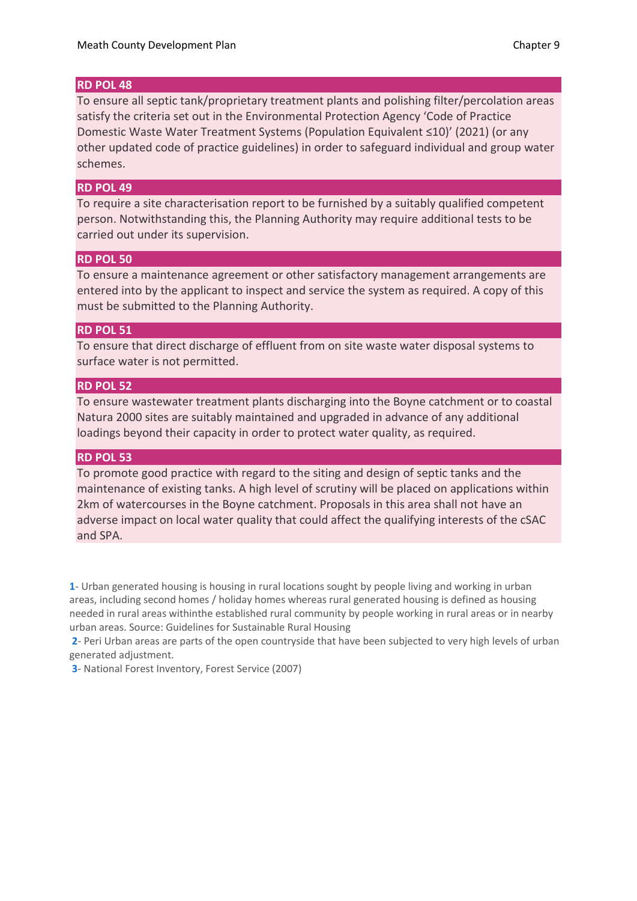**RD POL 48**

To ensure all septic tank/proprietary treatment plants and polishing filter/percolation areas satisfy the criteria set out in the Environmental Protection Agency 'Code of Practice Domestic Waste Water Treatment Systems (Population Equivalent ≤10)' (2021) (or any other updated code of practice guidelines) in order to safeguard individual and group water schemes.

**RD POL 49**

To require a site characterisation report to be furnished by a suitably qualified competent person. Notwithstanding this, the Planning Authority may require additional tests to be carried out under its supervision.

**RD POL 50**

To ensure a maintenance agreement or other satisfactory management arrangements are entered into by the applicant to inspect and service the system as required. A copy of this must be submitted to the Planning Authority.

**RD POL 51**

To ensure that direct discharge of effluent from on site waste water disposal systems to surface water is not permitted.

**RD POL 52**

To ensure wastewater treatment plants discharging into the Boyne catchment or to coastal Natura 2000 sites are suitably maintained and upgraded in advance of any additional loadings beyond their capacity in order to protect water quality, as required.

**RD POL 53**

To promote good practice with regard to the siting and design of septic tanks and the maintenance of existing tanks. A high level of scrutiny will be placed on applications within 2km of watercourses in the Boyne catchment. Proposals in this area shall not have an adverse impact on local water quality that could affect the qualifying interests of the cSAC and SPA.

**1**- Urban generated housing is housing in rural locations sought by people living and working in urban areas, including second homes / holiday homes whereas rural generated housing is defined as housing needed in rural areas withinthe established rural community by people working in rural areas or in nearby urban areas. Source: Guidelines for Sustainable Rural Housing

**2**- Peri Urban areas are parts of the open countryside that have been subjected to very high levels of urban generated adjustment.

**3**- National Forest Inventory, Forest Service (2007)